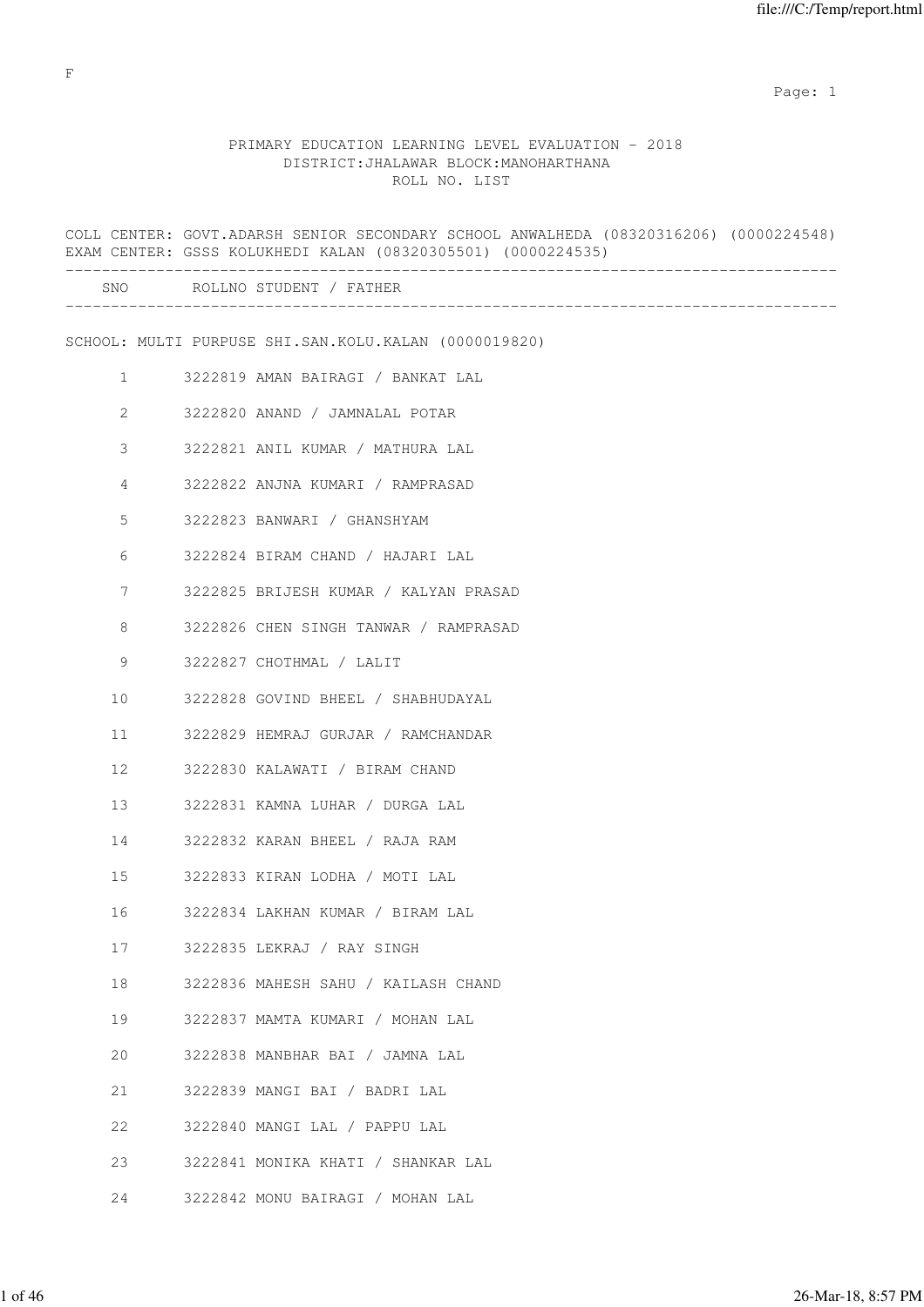F

# PRIMARY EDUCATION LEARNING LEVEL EVALUATION - 2018

## DISTRICT:JHALAWAR BLOCK:MANOHARTHANA

### ROLL NO. LIST

COLL CENTER: GOVT.ADARSH SENIOR SECONDARY SCHOOL ANWALHEDA (08320316206) (0000224548)
EXAM CENTER: GSSS KOLUKHEDI KALAN (08320305501) (0000224535)

SCHOOL: MULTI PURPUSE SHI.SAN.KOLU.KALAN (0000019820)

| SNO | ROLLNO | STUDENT / FATHER |
|---|---|---|
| 1 | 3222819 | AMAN BAIRAGI / BANKAT LAL |
| 2 | 3222820 | ANAND / JAMNALAL POTAR |
| 3 | 3222821 | ANIL KUMAR / MATHURA LAL |
| 4 | 3222822 | ANJNA KUMARI / RAMPRASAD |
| 5 | 3222823 | BANWARI / GHANSHYAM |
| 6 | 3222824 | BIRAM CHAND / HAJARI LAL |
| 7 | 3222825 | BRIJESH KUMAR / KALYAN PRASAD |
| 8 | 3222826 | CHEN SINGH TANWAR / RAMPRASAD |
| 9 | 3222827 | CHOTHMAL / LALIT |
| 10 | 3222828 | GOVIND BHEEL / SHABHUDAYAL |
| 11 | 3222829 | HEMRAJ GURJAR / RAMCHANDAR |
| 12 | 3222830 | KALAWATI / BIRAM CHAND |
| 13 | 3222831 | KAMNA LUHAR / DURGA LAL |
| 14 | 3222832 | KARAN BHEEL / RAJA RAM |
| 15 | 3222833 | KIRAN LODHA / MOTI LAL |
| 16 | 3222834 | LAKHAN KUMAR / BIRAM LAL |
| 17 | 3222835 | LEKRAJ / RAY SINGH |
| 18 | 3222836 | MAHESH SAHU / KAILASH CHAND |
| 19 | 3222837 | MAMTA KUMARI / MOHAN LAL |
| 20 | 3222838 | MANBHAR BAI / JAMNA LAL |
| 21 | 3222839 | MANGI BAI / BADRI LAL |
| 22 | 3222840 | MANGI LAL / PAPPU LAL |
| 23 | 3222841 | MONIKA KHATI / SHANKAR LAL |
| 24 | 3222842 | MONU BAIRAGI / MOHAN LAL |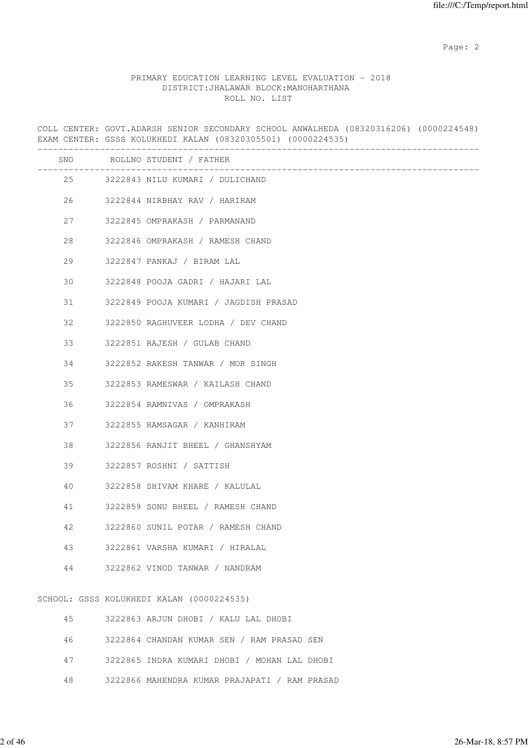PRIMARY EDUCATION LEARNING LEVEL EVALUATION - 2018
DISTRICT:JHALAWAR BLOCK:MANOHARTHANA
ROLL NO. LIST

COLL CENTER: GOVT.ADARSH SENIOR SECONDARY SCHOOL ANWALHEDA (08320316206) (0000224548)
EXAM CENTER: GSSS KOLUKHEDI KALAN (08320305501) (0000224535)

| SNO | ROLLNO | STUDENT / FATHER |
|---|---|---|
| 25 | 3222843 | NILU KUMARI / DULICHAND |
| 26 | 3222844 | NIRBHAY RAV / HARIRAM |
| 27 | 3222845 | OMPRAKASH / PARMANAND |
| 28 | 3222846 | OMPRAKASH / RAMESH CHAND |
| 29 | 3222847 | PANKAJ / BIRAM LAL |
| 30 | 3222848 | POOJA GADRI / HAJARI LAL |
| 31 | 3222849 | POOJA KUMARI / JAGDISH PRASAD |
| 32 | 3222850 | RAGHUVEER LODHA / DEV CHAND |
| 33 | 3222851 | RAJESH / GULAB CHAND |
| 34 | 3222852 | RAKESH TANWAR / MOR SINGH |
| 35 | 3222853 | RAMESWAR / KAILASH CHAND |
| 36 | 3222854 | RAMNIVAS / OMPRAKASH |
| 37 | 3222855 | RAMSAGAR / KANHIRAM |
| 38 | 3222856 | RANJIT BHEEL / GHANSHYAM |
| 39 | 3222857 | ROSHNI / SATTISH |
| 40 | 3222858 | SHIVAM KHARE / KALULAL |
| 41 | 3222859 | SONU BHEEL / RAMESH CHAND |
| 42 | 3222860 | SUNIL POTAR / RAMESH CHAND |
| 43 | 3222861 | VARSHA KUMARI / HIRALAL |
| 44 | 3222862 | VINOD TANWAR / NANDRAM |

SCHOOL: GSSS KOLUKHEDI KALAN (0000224535)

| SNO | ROLLNO | STUDENT / FATHER |
|---|---|---|
| 45 | 3222863 | ARJUN DHOBI / KALU LAL DHOBI |
| 46 | 3222864 | CHANDAN KUMAR SEN / RAM PRASAD SEN |
| 47 | 3222865 | INDRA KUMARI DHOBI / MOHAN LAL DHOBI |
| 48 | 3222866 | MAHENDRA KUMAR PRAJAPATI / RAM PRASAD |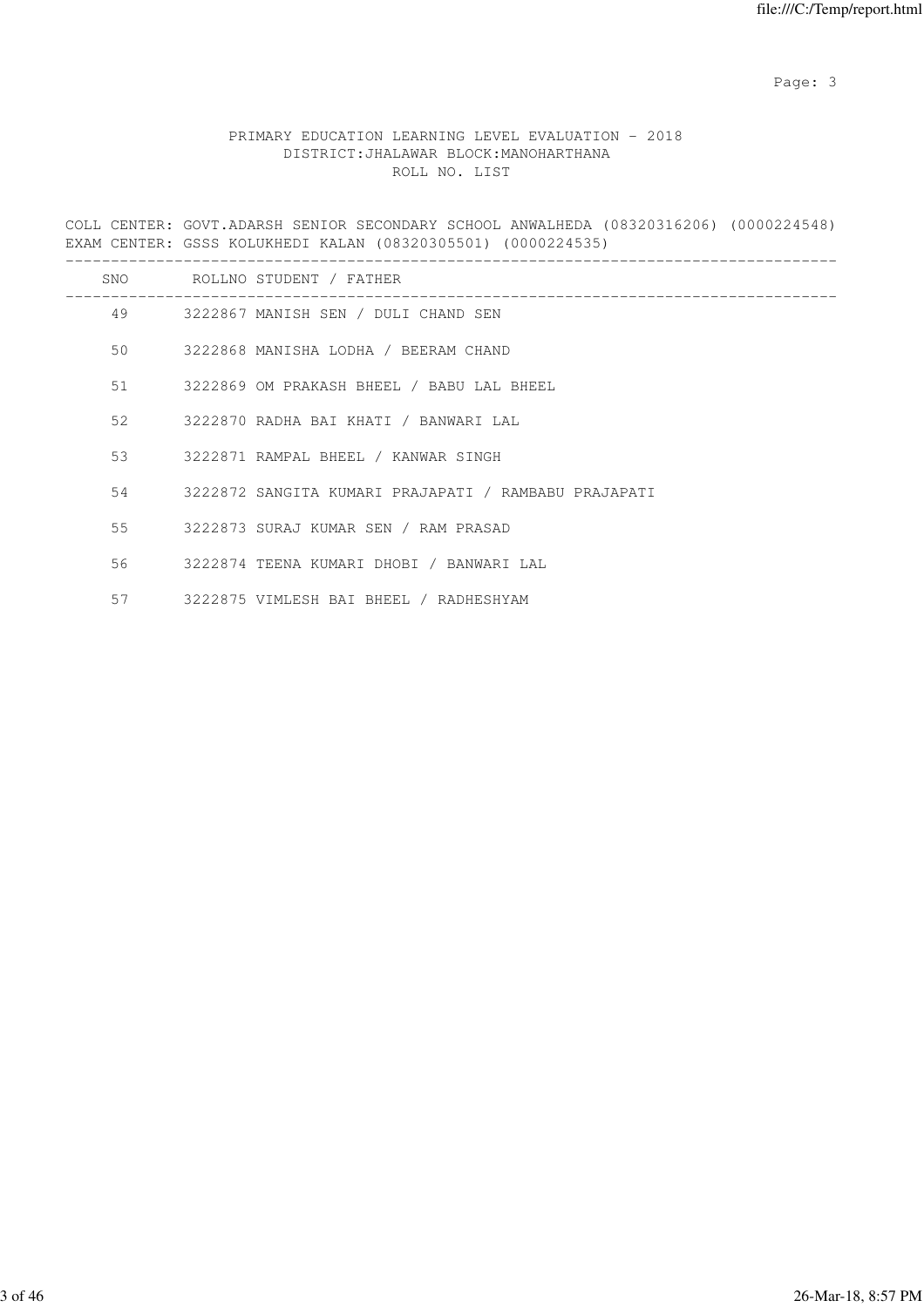PRIMARY EDUCATION LEARNING LEVEL EVALUATION - 2018
DISTRICT:JHALAWAR BLOCK:MANOHARTHANA
ROLL NO. LIST

COLL CENTER: GOVT.ADARSH SENIOR SECONDARY SCHOOL ANWALHEDA (08320316206) (0000224548)
EXAM CENTER: GSSS KOLUKHEDI KALAN (08320305501) (0000224535)

| SNO | ROLLNO | STUDENT / FATHER |
| --- | --- | --- |
| 49 | 3222867 | MANISH SEN / DULI CHAND SEN |
| 50 | 3222868 | MANISHA LODHA / BEERAM CHAND |
| 51 | 3222869 | OM PRAKASH BHEEL / BABU LAL BHEEL |
| 52 | 3222870 | RADHA BAI KHATI / BANWARI LAL |
| 53 | 3222871 | RAMPAL BHEEL / KANWAR SINGH |
| 54 | 3222872 | SANGITA KUMARI PRAJAPATI / RAMBABU PRAJAPATI |
| 55 | 3222873 | SURAJ KUMAR SEN / RAM PRASAD |
| 56 | 3222874 | TEENA KUMARI DHOBI / BANWARI LAL |
| 57 | 3222875 | VIMLESH BAI BHEEL / RADHESHYAM |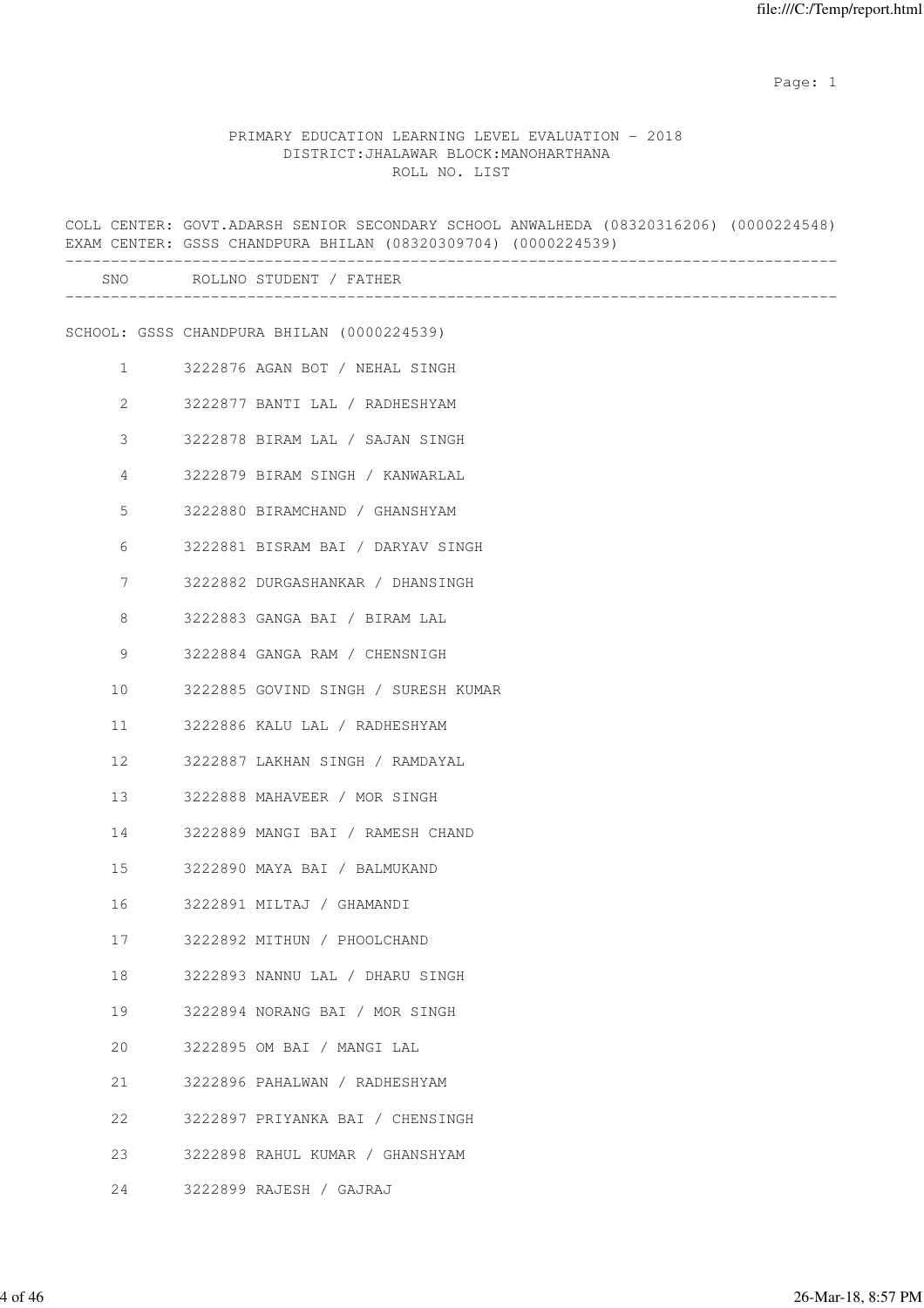PRIMARY EDUCATION LEARNING LEVEL EVALUATION - 2018
DISTRICT:JHALAWAR BLOCK:MANOHARTHANA
ROLL NO. LIST

COLL CENTER: GOVT.ADARSH SENIOR SECONDARY SCHOOL ANWALHEDA (08320316206) (0000224548)
EXAM CENTER: GSSS CHANDPURA BHILAN (08320309704) (0000224539)

| SNO | ROLLNO | STUDENT / FATHER |
|---|---|---|

SCHOOL: GSSS CHANDPURA BHILAN (0000224539)

| SNO | ROLLNO | STUDENT / FATHER |
|---|---|---|
| 1 | 3222876 | AGAN BOT / NEHAL SINGH |
| 2 | 3222877 | BANTI LAL / RADHESHYAM |
| 3 | 3222878 | BIRAM LAL / SAJAN SINGH |
| 4 | 3222879 | BIRAM SINGH / KANWARLAL |
| 5 | 3222880 | BIRAMCHAND / GHANSHYAM |
| 6 | 3222881 | BISRAM BAI / DARYAV SINGH |
| 7 | 3222882 | DURGASHANKAR / DHANSINGH |
| 8 | 3222883 | GANGA BAI / BIRAM LAL |
| 9 | 3222884 | GANGA RAM / CHENSNIGH |
| 10 | 3222885 | GOVIND SINGH / SURESH KUMAR |
| 11 | 3222886 | KALU LAL / RADHESHYAM |
| 12 | 3222887 | LAKHAN SINGH / RAMDAYAL |
| 13 | 3222888 | MAHAVEER / MOR SINGH |
| 14 | 3222889 | MANGI BAI / RAMESH CHAND |
| 15 | 3222890 | MAYA BAI / BALMUKAND |
| 16 | 3222891 | MILTAJ / GHAMANDI |
| 17 | 3222892 | MITHUN / PHOOLCHAND |
| 18 | 3222893 | NANNU LAL / DHARU SINGH |
| 19 | 3222894 | NORANG BAI / MOR SINGH |
| 20 | 3222895 | OM BAI / MANGI LAL |
| 21 | 3222896 | PAHALWAN / RADHESHYAM |
| 22 | 3222897 | PRIYANKA BAI / CHENSINGH |
| 23 | 3222898 | RAHUL KUMAR / GHANSHYAM |
| 24 | 3222899 | RAJESH / GAJRAJ |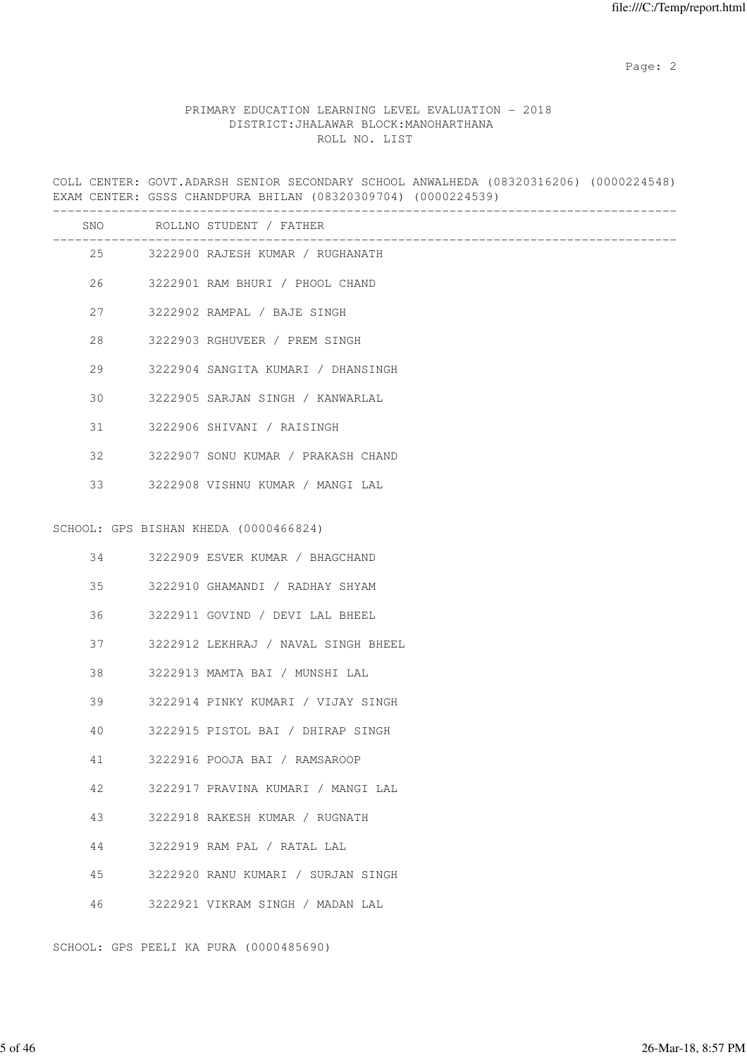PRIMARY EDUCATION LEARNING LEVEL EVALUATION - 2018
DISTRICT:JHALAWAR BLOCK:MANOHARTHANA
ROLL NO. LIST

COLL CENTER: GOVT.ADARSH SENIOR SECONDARY SCHOOL ANWALHEDA (08320316206) (0000224548)
EXAM CENTER: GSSS CHANDPURA BHILAN (08320309704) (0000224539)

| SNO | ROLLNO | STUDENT / FATHER |
|---|---|---|
| 25 | 3222900 | RAJESH KUMAR / RUGHANATH |
| 26 | 3222901 | RAM BHURI / PHOOL CHAND |
| 27 | 3222902 | RAMPAL / BAJE SINGH |
| 28 | 3222903 | RGHUVEER / PREM SINGH |
| 29 | 3222904 | SANGITA KUMARI / DHANSINGH |
| 30 | 3222905 | SARJAN SINGH / KANWARLAL |
| 31 | 3222906 | SHIVANI / RAISINGH |
| 32 | 3222907 | SONU KUMAR / PRAKASH CHAND |
| 33 | 3222908 | VISHNU KUMAR / MANGI LAL |

SCHOOL: GPS BISHAN KHEDA (0000466824)

| SNO | ROLLNO | STUDENT / FATHER |
|---|---|---|
| 34 | 3222909 | ESVER KUMAR / BHAGCHAND |
| 35 | 3222910 | GHAMANDI / RADHAY SHYAM |
| 36 | 3222911 | GOVIND / DEVI LAL BHEEL |
| 37 | 3222912 | LEKHRAJ / NAVAL SINGH BHEEL |
| 38 | 3222913 | MAMTA BAI / MUNSHI LAL |
| 39 | 3222914 | PINKY KUMARI / VIJAY SINGH |
| 40 | 3222915 | PISTOL BAI / DHIRAP SINGH |
| 41 | 3222916 | POOJA BAI / RAMSAROOP |
| 42 | 3222917 | PRAVINA KUMARI / MANGI LAL |
| 43 | 3222918 | RAKESH KUMAR / RUGNATH |
| 44 | 3222919 | RAM PAL / RATAL LAL |
| 45 | 3222920 | RANU KUMARI / SURJAN SINGH |
| 46 | 3222921 | VIKRAM SINGH / MADAN LAL |

SCHOOL: GPS PEELI KA PURA (0000485690)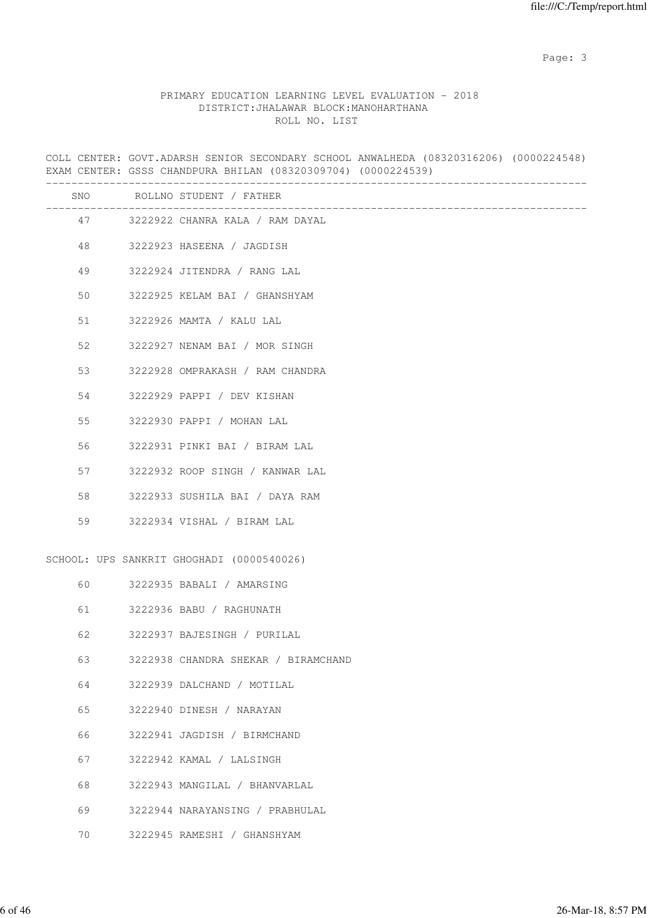PRIMARY EDUCATION LEARNING LEVEL EVALUATION - 2018
DISTRICT:JHALAWAR BLOCK:MANOHARTHANA
ROLL NO. LIST

COLL CENTER: GOVT.ADARSH SENIOR SECONDARY SCHOOL ANWALHEDA (08320316206) (0000224548)
EXAM CENTER: GSSS CHANDPURA BHILAN (08320309704) (0000224539)

| SNO | ROLLNO | STUDENT / FATHER |
|---|---|---|
| 47 | 3222922 | CHANRA KALA / RAM DAYAL |
| 48 | 3222923 | HASEENA / JAGDISH |
| 49 | 3222924 | JITENDRA / RANG LAL |
| 50 | 3222925 | KELAM BAI / GHANSHYAM |
| 51 | 3222926 | MAMTA / KALU LAL |
| 52 | 3222927 | NENAM BAI / MOR SINGH |
| 53 | 3222928 | OMPRAKASH / RAM CHANDRA |
| 54 | 3222929 | PAPPI / DEV KISHAN |
| 55 | 3222930 | PAPPI / MOHAN LAL |
| 56 | 3222931 | PINKI BAI / BIRAM LAL |
| 57 | 3222932 | ROOP SINGH / KANWAR LAL |
| 58 | 3222933 | SUSHILA BAI / DAYA RAM |
| 59 | 3222934 | VISHAL / BIRAM LAL |

SCHOOL: UPS SANKRIT GHOGHADI (0000540026)

| SNO | ROLLNO | STUDENT / FATHER |
|---|---|---|
| 60 | 3222935 | BABALI / AMARSING |
| 61 | 3222936 | BABU / RAGHUNATH |
| 62 | 3222937 | BAJESINGH / PURILAL |
| 63 | 3222938 | CHANDRA SHEKAR / BIRAMCHAND |
| 64 | 3222939 | DALCHAND / MOTILAL |
| 65 | 3222940 | DINESH / NARAYAN |
| 66 | 3222941 | JAGDISH / BIRMCHAND |
| 67 | 3222942 | KAMAL / LALSINGH |
| 68 | 3222943 | MANGILAL / BHANVARLAL |
| 69 | 3222944 | NARAYANSING / PRABHULAL |
| 70 | 3222945 | RAMESHI / GHANSHYAM |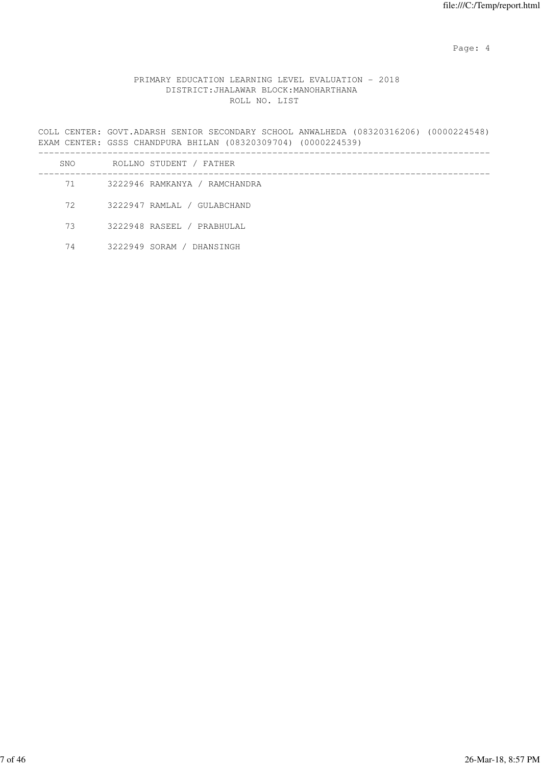PRIMARY EDUCATION LEARNING LEVEL EVALUATION - 2018
DISTRICT:JHALAWAR BLOCK:MANOHARTHANA
ROLL NO. LIST

COLL CENTER: GOVT.ADARSH SENIOR SECONDARY SCHOOL ANWALHEDA (08320316206) (0000224548)
EXAM CENTER: GSSS CHANDPURA BHILAN (08320309704) (0000224539)

| SNO | ROLLNO | STUDENT / FATHER |
|---|---|---|
| 71 | 3222946 | RAMKANYA / RAMCHANDRA |
| 72 | 3222947 | RAMLAL / GULABCHAND |
| 73 | 3222948 | RASEEL / PRABHULAL |
| 74 | 3222949 | SORAM / DHANSINGH |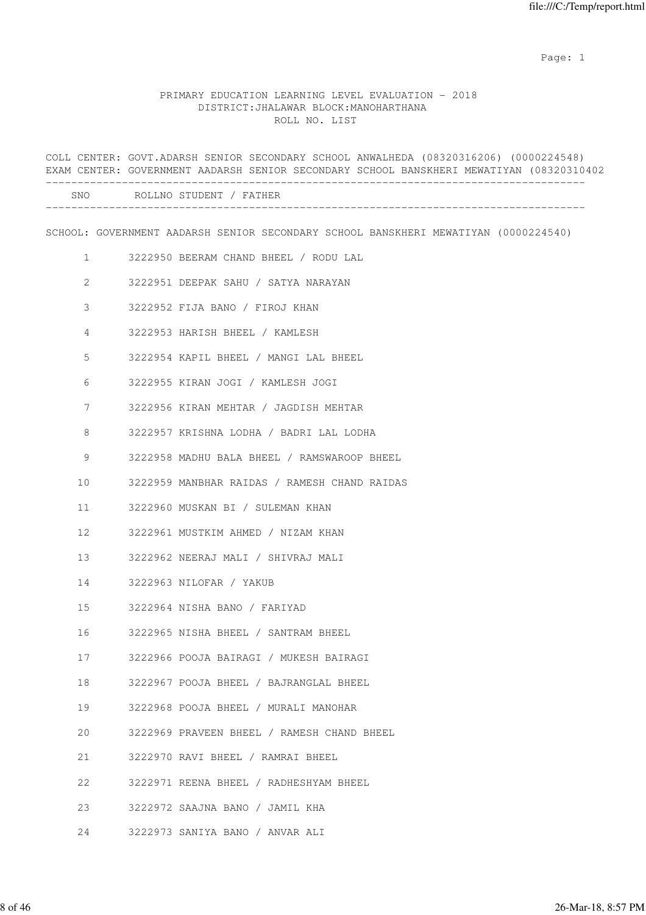PRIMARY EDUCATION LEARNING LEVEL EVALUATION - 2018
DISTRICT:JHALAWAR BLOCK:MANOHARTHANA
ROLL NO. LIST

COLL CENTER: GOVT.ADARSH SENIOR SECONDARY SCHOOL ANWALHEDA (08320316206) (0000224548)
EXAM CENTER: GOVERNMENT AADARSH SENIOR SECONDARY SCHOOL BANSKHERI MEWATIYAN (08320310402

SCHOOL: GOVERNMENT AADARSH SENIOR SECONDARY SCHOOL BANSKHERI MEWATIYAN (0000224540)

| SNO | ROLLNO | STUDENT / FATHER |
|---|---|---|
| 1 | 3222950 | BEERAM CHAND BHEEL / RODU LAL |
| 2 | 3222951 | DEEPAK SAHU / SATYA NARAYAN |
| 3 | 3222952 | FIJA BANO / FIROJ KHAN |
| 4 | 3222953 | HARISH BHEEL / KAMLESH |
| 5 | 3222954 | KAPIL BHEEL / MANGI LAL BHEEL |
| 6 | 3222955 | KIRAN JOGI / KAMLESH JOGI |
| 7 | 3222956 | KIRAN MEHTAR / JAGDISH MEHTAR |
| 8 | 3222957 | KRISHNA LODHA / BADRI LAL LODHA |
| 9 | 3222958 | MADHU BALA BHEEL / RAMSWAROOP BHEEL |
| 10 | 3222959 | MANBHAR RAIDAS / RAMESH CHAND RAIDAS |
| 11 | 3222960 | MUSKAN BI / SULEMAN KHAN |
| 12 | 3222961 | MUSTKIM AHMED / NIZAM KHAN |
| 13 | 3222962 | NEERAJ MALI / SHIVRAJ MALI |
| 14 | 3222963 | NILOFAR / YAKUB |
| 15 | 3222964 | NISHA BANO / FARIYAD |
| 16 | 3222965 | NISHA BHEEL / SANTRAM BHEEL |
| 17 | 3222966 | POOJA BAIRAGI / MUKESH BAIRAGI |
| 18 | 3222967 | POOJA BHEEL / BAJRANGLAL BHEEL |
| 19 | 3222968 | POOJA BHEEL / MURALI MANOHAR |
| 20 | 3222969 | PRAVEEN BHEEL / RAMESH CHAND BHEEL |
| 21 | 3222970 | RAVI BHEEL / RAMRAI BHEEL |
| 22 | 3222971 | REENA BHEEL / RADHESHYAM BHEEL |
| 23 | 3222972 | SAAJNA BANO / JAMIL KHA |
| 24 | 3222973 | SANIYA BANO / ANVAR ALI |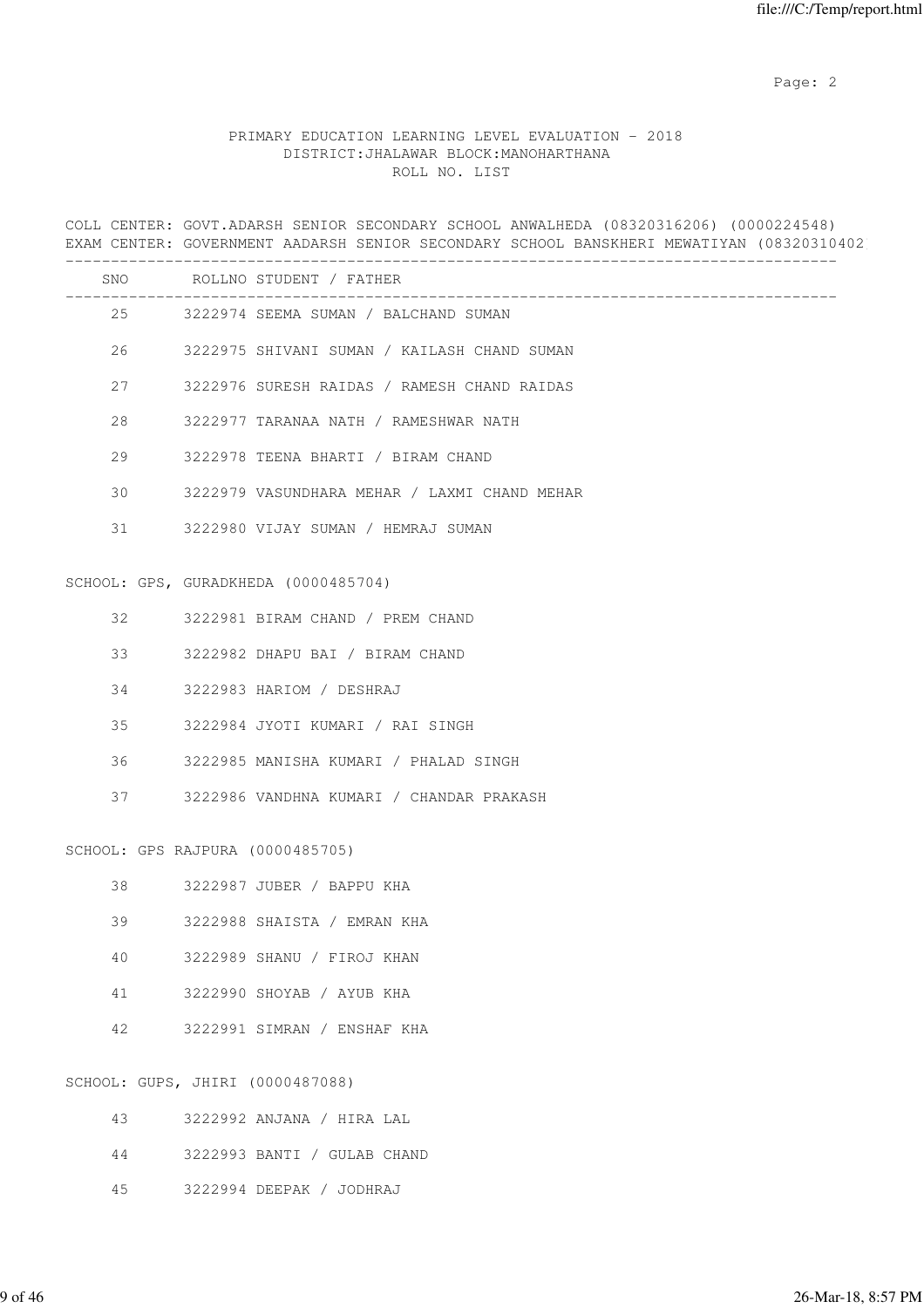PRIMARY EDUCATION LEARNING LEVEL EVALUATION - 2018
DISTRICT:JHALAWAR BLOCK:MANOHARTHANA
ROLL NO. LIST

COLL CENTER: GOVT.ADARSH SENIOR SECONDARY SCHOOL ANWALHEDA (08320316206) (0000224548)
EXAM CENTER: GOVERNMENT AADARSH SENIOR SECONDARY SCHOOL BANSKHERI MEWATIYAN (08320310402

| SNO | ROLLNO STUDENT / FATHER |
|---|---|
| 25 | 3222974 SEEMA SUMAN / BALCHAND SUMAN |
| 26 | 3222975 SHIVANI SUMAN / KAILASH CHAND SUMAN |
| 27 | 3222976 SURESH RAIDAS / RAMESH CHAND RAIDAS |
| 28 | 3222977 TARANAA NATH / RAMESHWAR NATH |
| 29 | 3222978 TEENA BHARTI / BIRAM CHAND |
| 30 | 3222979 VASUNDHARA MEHAR / LAXMI CHAND MEHAR |
| 31 | 3222980 VIJAY SUMAN / HEMRAJ SUMAN |

SCHOOL: GPS, GURADKHEDA (0000485704)

| SNO | ROLLNO STUDENT / FATHER |
|---|---|
| 32 | 3222981 BIRAM CHAND / PREM CHAND |
| 33 | 3222982 DHAPU BAI / BIRAM CHAND |
| 34 | 3222983 HARIOM / DESHRAJ |
| 35 | 3222984 JYOTI KUMARI / RAI SINGH |
| 36 | 3222985 MANISHA KUMARI / PHALAD SINGH |
| 37 | 3222986 VANDHNA KUMARI / CHANDAR PRAKASH |

SCHOOL: GPS RAJPURA (0000485705)

| SNO | ROLLNO STUDENT / FATHER |
|---|---|
| 38 | 3222987 JUBER / BAPPU KHA |
| 39 | 3222988 SHAISTA / EMRAN KHA |
| 40 | 3222989 SHANU / FIROJ KHAN |
| 41 | 3222990 SHOYAB / AYUB KHA |
| 42 | 3222991 SIMRAN / ENSHAF KHA |

SCHOOL: GUPS, JHIRI (0000487088)

| SNO | ROLLNO STUDENT / FATHER |
|---|---|
| 43 | 3222992 ANJANA / HIRA LAL |
| 44 | 3222993 BANTI / GULAB CHAND |
| 45 | 3222994 DEEPAK / JODHRAJ |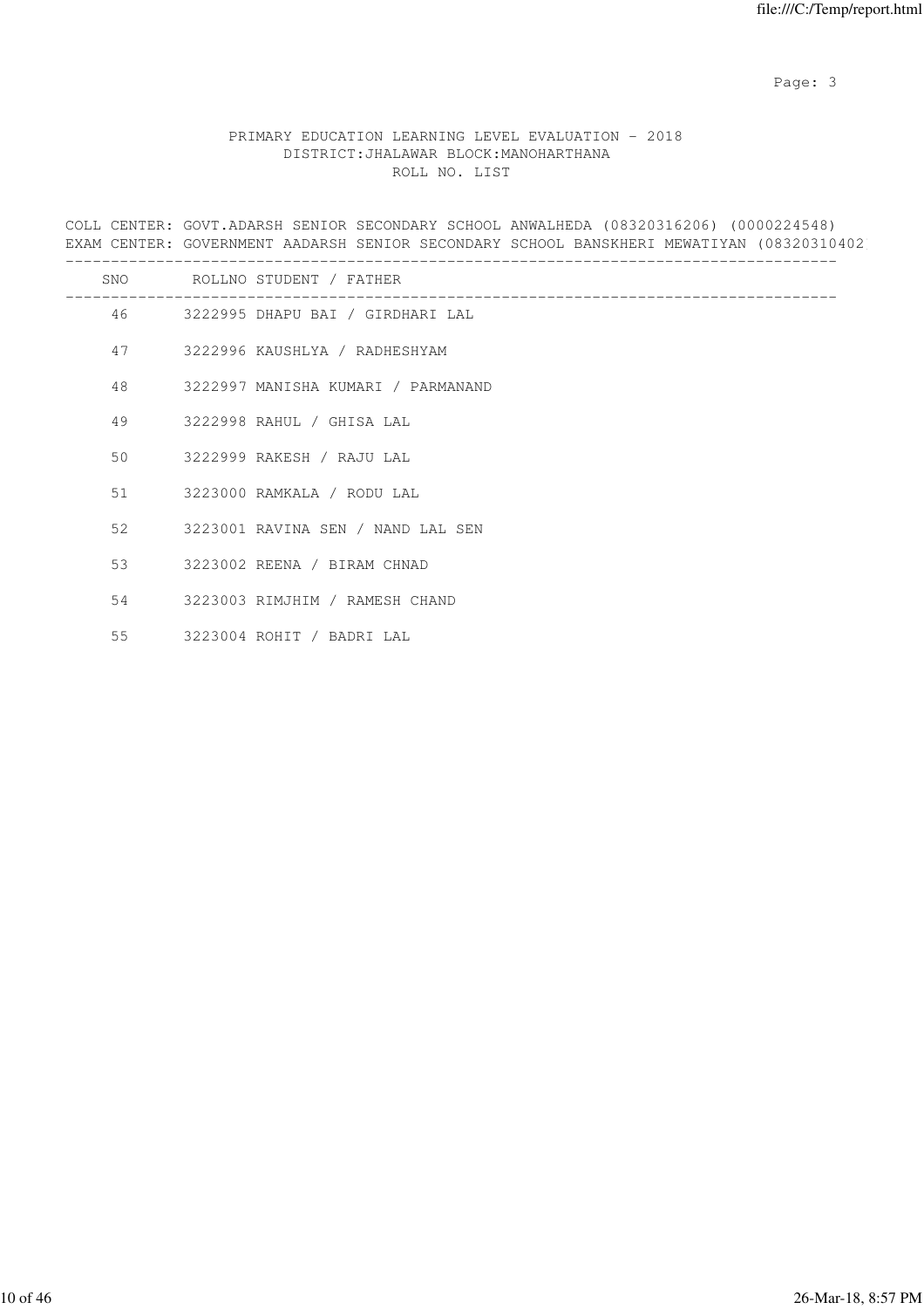PRIMARY EDUCATION LEARNING LEVEL EVALUATION - 2018
DISTRICT:JHALAWAR BLOCK:MANOHARTHANA
ROLL NO. LIST

COLL CENTER: GOVT.ADARSH SENIOR SECONDARY SCHOOL ANWALHEDA (08320316206) (0000224548)
EXAM CENTER: GOVERNMENT AADARSH SENIOR SECONDARY SCHOOL BANSKHERI MEWATIYAN (08320310402

| SNO | ROLLNO | STUDENT / FATHER |
|---|---|---|
| 46 | 3222995 | DHAPU BAI / GIRDHARI LAL |
| 47 | 3222996 | KAUSHLYA / RADHESHYAM |
| 48 | 3222997 | MANISHA KUMARI / PARMANAND |
| 49 | 3222998 | RAHUL / GHISA LAL |
| 50 | 3222999 | RAKESH / RAJU LAL |
| 51 | 3223000 | RAMKALA / RODU LAL |
| 52 | 3223001 | RAVINA SEN / NAND LAL SEN |
| 53 | 3223002 | REENA / BIRAM CHNAD |
| 54 | 3223003 | RIMJHIM / RAMESH CHAND |
| 55 | 3223004 | ROHIT / BADRI LAL |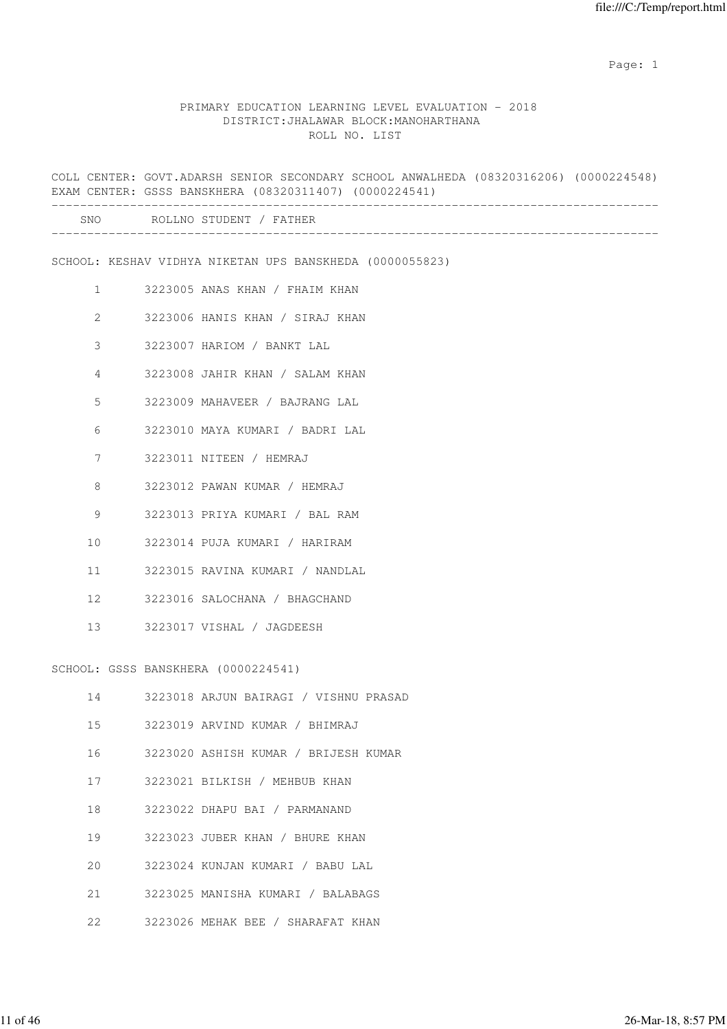# PRIMARY EDUCATION LEARNING LEVEL EVALUATION - 2018

## DISTRICT:JHALAWAR BLOCK:MANOHARTHANA

## ROLL NO. LIST

COLL CENTER: GOVT.ADARSH SENIOR SECONDARY SCHOOL ANWALHEDA (08320316206) (0000224548)
EXAM CENTER: GSSS BANSKHERA (08320311407) (0000224541)

SCHOOL: KESHAV VIDHYA NIKETAN UPS BANSKHEDA (0000055823)

| SNO | ROLLNO | STUDENT / FATHER |
|---|---|---|
| 1 | 3223005 | ANAS KHAN / FHAIM KHAN |
| 2 | 3223006 | HANIS KHAN / SIRAJ KHAN |
| 3 | 3223007 | HARIOM / BANKT LAL |
| 4 | 3223008 | JAHIR KHAN / SALAM KHAN |
| 5 | 3223009 | MAHAVEER / BAJRANG LAL |
| 6 | 3223010 | MAYA KUMARI / BADRI LAL |
| 7 | 3223011 | NITEEN / HEMRAJ |
| 8 | 3223012 | PAWAN KUMAR / HEMRAJ |
| 9 | 3223013 | PRIYA KUMARI / BAL RAM |
| 10 | 3223014 | PUJA KUMARI / HARIRAM |
| 11 | 3223015 | RAVINA KUMARI / NANDLAL |
| 12 | 3223016 | SALOCHANA / BHAGCHAND |
| 13 | 3223017 | VISHAL / JAGDEESH |

SCHOOL: GSSS BANSKHERA (0000224541)

| SNO | ROLLNO | STUDENT / FATHER |
|---|---|---|
| 14 | 3223018 | ARJUN BAIRAGI / VISHNU PRASAD |
| 15 | 3223019 | ARVIND KUMAR / BHIMRAJ |
| 16 | 3223020 | ASHISH KUMAR / BRIJESH KUMAR |
| 17 | 3223021 | BILKISH / MEHBUB KHAN |
| 18 | 3223022 | DHAPU BAI / PARMANAND |
| 19 | 3223023 | JUBER KHAN / BHURE KHAN |
| 20 | 3223024 | KUNJAN KUMARI / BABU LAL |
| 21 | 3223025 | MANISHA KUMARI / BALABAGS |
| 22 | 3223026 | MEHAK BEE / SHARAFAT KHAN |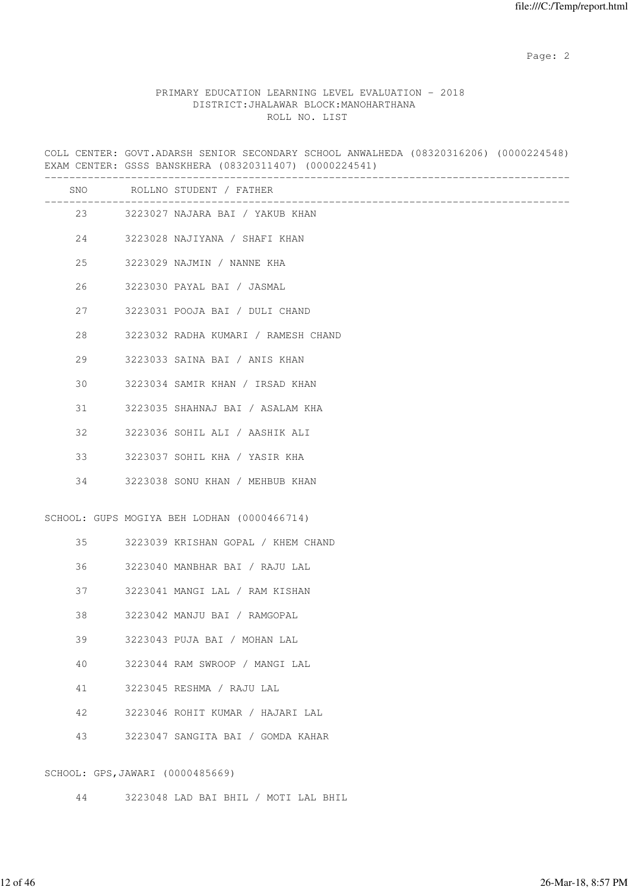PRIMARY EDUCATION LEARNING LEVEL EVALUATION - 2018
DISTRICT:JHALAWAR BLOCK:MANOHARTHANA
ROLL NO. LIST

COLL CENTER: GOVT.ADARSH SENIOR SECONDARY SCHOOL ANWALHEDA (08320316206) (0000224548)
EXAM CENTER: GSSS BANSKHERA (08320311407) (0000224541)

| SNO | ROLLNO | STUDENT / FATHER |
|---|---|---|
| 23 | 3223027 | NAJARA BAI / YAKUB KHAN |
| 24 | 3223028 | NAJIYANA / SHAFI KHAN |
| 25 | 3223029 | NAJMIN / NANNE KHA |
| 26 | 3223030 | PAYAL BAI / JASMAL |
| 27 | 3223031 | POOJA BAI / DULI CHAND |
| 28 | 3223032 | RADHA KUMARI / RAMESH CHAND |
| 29 | 3223033 | SAINA BAI / ANIS KHAN |
| 30 | 3223034 | SAMIR KHAN / IRSAD KHAN |
| 31 | 3223035 | SHAHNAJ BAI / ASALAM KHA |
| 32 | 3223036 | SOHIL ALI / AASHIK ALI |
| 33 | 3223037 | SOHIL KHA / YASIR KHA |
| 34 | 3223038 | SONU KHAN / MEHBUB KHAN |

SCHOOL: GUPS MOGIYA BEH LODHAN (0000466714)

| SNO | ROLLNO | STUDENT / FATHER |
|---|---|---|
| 35 | 3223039 | KRISHAN GOPAL / KHEM CHAND |
| 36 | 3223040 | MANBHAR BAI / RAJU LAL |
| 37 | 3223041 | MANGI LAL / RAM KISHAN |
| 38 | 3223042 | MANJU BAI / RAMGOPAL |
| 39 | 3223043 | PUJA BAI / MOHAN LAL |
| 40 | 3223044 | RAM SWROOP / MANGI LAL |
| 41 | 3223045 | RESHMA / RAJU LAL |
| 42 | 3223046 | ROHIT KUMAR / HAJARI LAL |
| 43 | 3223047 | SANGITA BAI / GOMDA KAHAR |

SCHOOL: GPS,JAWARI (0000485669)

| SNO | ROLLNO | STUDENT / FATHER |
|---|---|---|
| 44 | 3223048 | LAD BAI BHIL / MOTI LAL BHIL |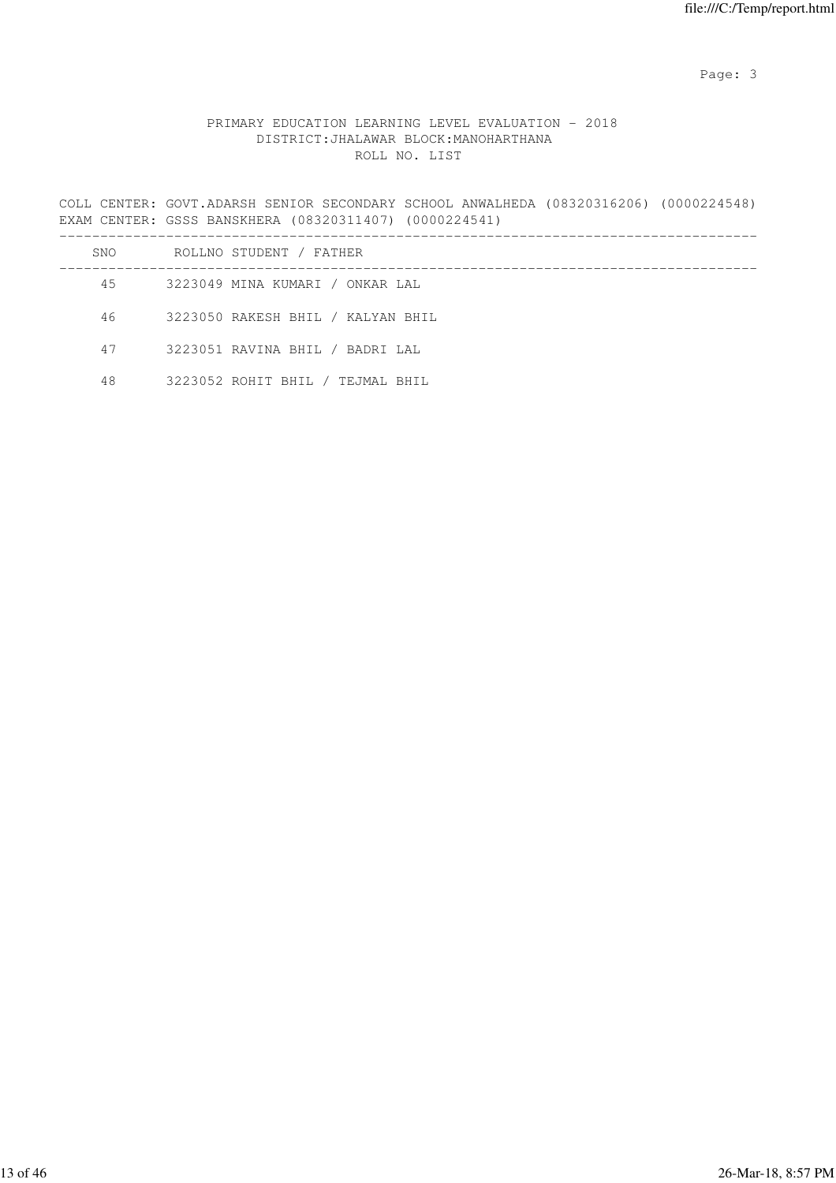PRIMARY EDUCATION LEARNING LEVEL EVALUATION - 2018
DISTRICT:JHALAWAR BLOCK:MANOHARTHANA
ROLL NO. LIST

COLL CENTER: GOVT.ADARSH SENIOR SECONDARY SCHOOL ANWALHEDA (08320316206) (0000224548)
EXAM CENTER: GSSS BANSKHERA (08320311407) (0000224541)

| SNO | ROLLNO | STUDENT / FATHER |
|---|---|---|
| 45 | 3223049 | MINA KUMARI / ONKAR LAL |
| 46 | 3223050 | RAKESH BHIL / KALYAN BHIL |
| 47 | 3223051 | RAVINA BHIL / BADRI LAL |
| 48 | 3223052 | ROHIT BHIL / TEJMAL BHIL |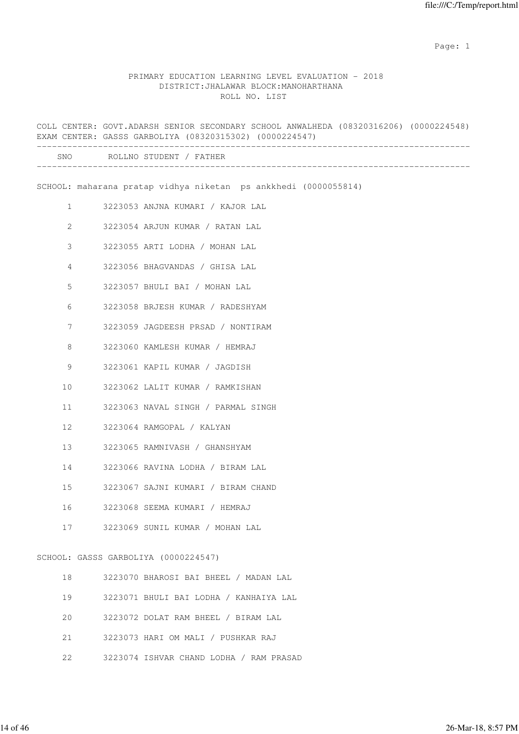PRIMARY EDUCATION LEARNING LEVEL EVALUATION - 2018
DISTRICT:JHALAWAR BLOCK:MANOHARTHANA
ROLL NO. LIST

COLL CENTER: GOVT.ADARSH SENIOR SECONDARY SCHOOL ANWALHEDA (08320316206) (0000224548)
EXAM CENTER: GASSS GARBOLIYA (08320315302) (0000224547)

| SNO | ROLLNO | STUDENT / FATHER |
|---|---|---|

SCHOOL: maharana pratap vidhya niketan ps ankkhedi (0000055814)

| SNO | ROLLNO | STUDENT / FATHER |
|---|---|---|
| 1 | 3223053 | ANJNA KUMARI / KAJOR LAL |
| 2 | 3223054 | ARJUN KUMAR / RATAN LAL |
| 3 | 3223055 | ARTI LODHA / MOHAN LAL |
| 4 | 3223056 | BHAGVANDAS / GHISA LAL |
| 5 | 3223057 | BHULI BAI / MOHAN LAL |
| 6 | 3223058 | BRJESH KUMAR / RADESHYAM |
| 7 | 3223059 | JAGDEESH PRSAD / NONTIRAM |
| 8 | 3223060 | KAMLESH KUMAR / HEMRAJ |
| 9 | 3223061 | KAPIL KUMAR / JAGDISH |
| 10 | 3223062 | LALIT KUMAR / RAMKISHAN |
| 11 | 3223063 | NAVAL SINGH / PARMAL SINGH |
| 12 | 3223064 | RAMGOPAL / KALYAN |
| 13 | 3223065 | RAMNIVASH / GHANSHYAM |
| 14 | 3223066 | RAVINA LODHA / BIRAM LAL |
| 15 | 3223067 | SAJNI KUMARI / BIRAM CHAND |
| 16 | 3223068 | SEEMA KUMARI / HEMRAJ |
| 17 | 3223069 | SUNIL KUMAR / MOHAN LAL |

SCHOOL: GASSS GARBOLIYA (0000224547)

| SNO | ROLLNO | STUDENT / FATHER |
|---|---|---|
| 18 | 3223070 | BHAROSI BAI BHEEL / MADAN LAL |
| 19 | 3223071 | BHULI BAI LODHA / KANHAIYA LAL |
| 20 | 3223072 | DOLAT RAM BHEEL / BIRAM LAL |
| 21 | 3223073 | HARI OM MALI / PUSHKAR RAJ |
| 22 | 3223074 | ISHVAR CHAND LODHA / RAM PRASAD |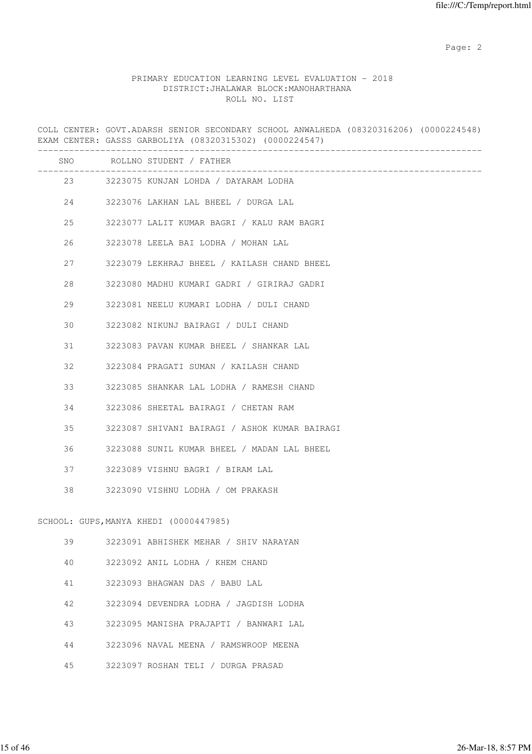PRIMARY EDUCATION LEARNING LEVEL EVALUATION - 2018
DISTRICT:JHALAWAR BLOCK:MANOHARTHANA
ROLL NO. LIST

COLL CENTER: GOVT.ADARSH SENIOR SECONDARY SCHOOL ANWALHEDA (08320316206) (0000224548)
EXAM CENTER: GASSS GARBOLIYA (08320315302) (0000224547)

| SNO | ROLLNO STUDENT / FATHER |
|---|---|
| 23 | 3223075 KUNJAN LOHDA / DAYARAM LODHA |
| 24 | 3223076 LAKHAN LAL BHEEL / DURGA LAL |
| 25 | 3223077 LALIT KUMAR BAGRI / KALU RAM BAGRI |
| 26 | 3223078 LEELA BAI LODHA / MOHAN LAL |
| 27 | 3223079 LEKHRAJ BHEEL / KAILASH CHAND BHEEL |
| 28 | 3223080 MADHU KUMARI GADRI / GIRIRAJ GADRI |
| 29 | 3223081 NEELU KUMARI LODHA / DULI CHAND |
| 30 | 3223082 NIKUNJ BAIRAGI / DULI CHAND |
| 31 | 3223083 PAVAN KUMAR BHEEL / SHANKAR LAL |
| 32 | 3223084 PRAGATI SUMAN / KAILASH CHAND |
| 33 | 3223085 SHANKAR LAL LODHA / RAMESH CHAND |
| 34 | 3223086 SHEETAL BAIRAGI / CHETAN RAM |
| 35 | 3223087 SHIVANI BAIRAGI / ASHOK KUMAR BAIRAGI |
| 36 | 3223088 SUNIL KUMAR BHEEL / MADAN LAL BHEEL |
| 37 | 3223089 VISHNU BAGRI / BIRAM LAL |
| 38 | 3223090 VISHNU LODHA / OM PRAKASH |

SCHOOL: GUPS,MANYA KHEDI (0000447985)

| SNO | ROLLNO STUDENT / FATHER |
|---|---|
| 39 | 3223091 ABHISHEK MEHAR / SHIV NARAYAN |
| 40 | 3223092 ANIL LODHA / KHEM CHAND |
| 41 | 3223093 BHAGWAN DAS / BABU LAL |
| 42 | 3223094 DEVENDRA LODHA / JAGDISH LODHA |
| 43 | 3223095 MANISHA PRAJAPTI / BANWARI LAL |
| 44 | 3223096 NAVAL MEENA / RAMSWROOP MEENA |
| 45 | 3223097 ROSHAN TELI / DURGA PRASAD |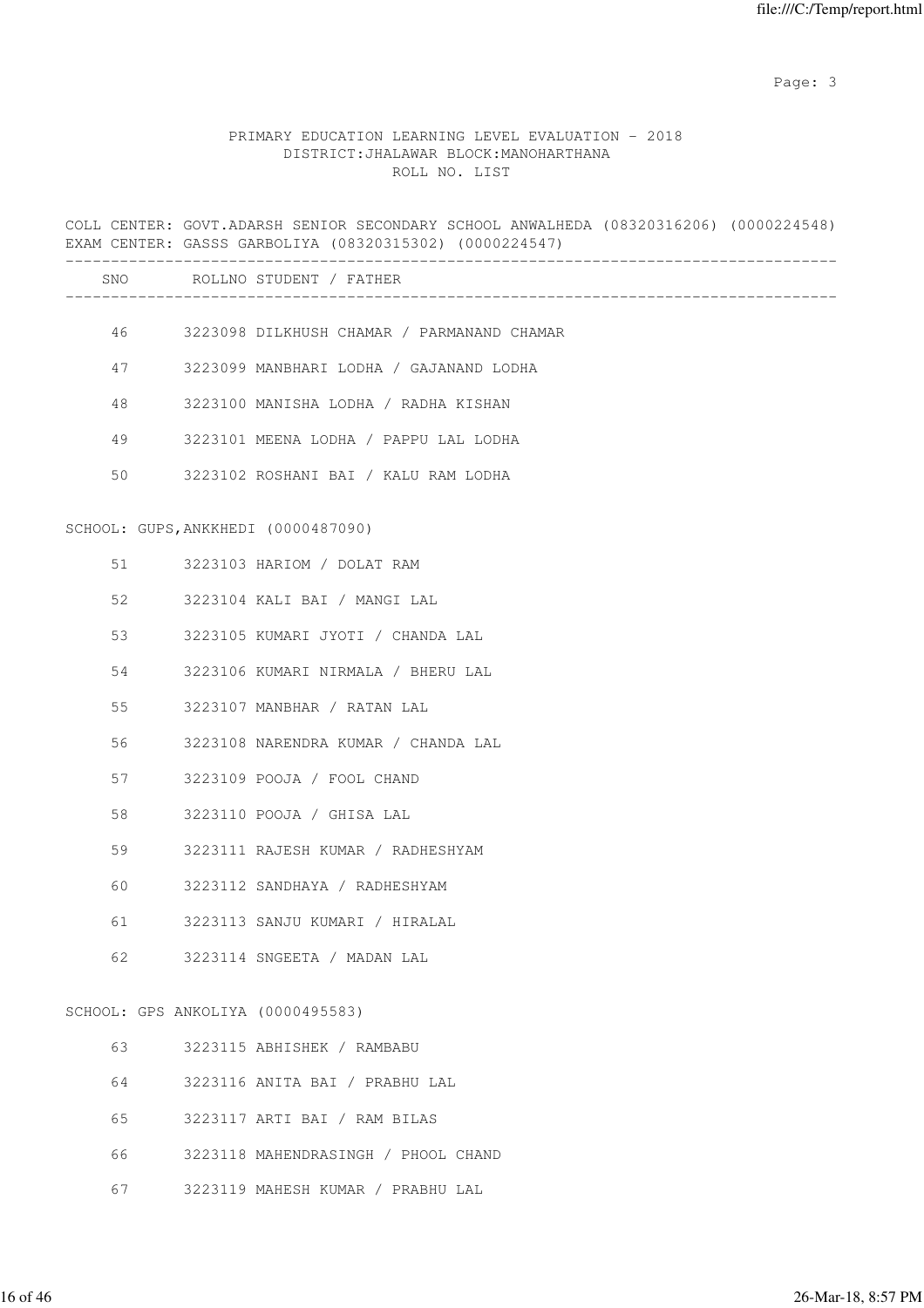PRIMARY EDUCATION LEARNING LEVEL EVALUATION - 2018
DISTRICT:JHALAWAR BLOCK:MANOHARTHANA
ROLL NO. LIST

COLL CENTER: GOVT.ADARSH SENIOR SECONDARY SCHOOL ANWALHEDA (08320316206) (0000224548)
EXAM CENTER: GASSS GARBOLIYA (08320315302) (0000224547)

| SNO | ROLLNO | STUDENT / FATHER |
|---|---|---|
| 46 | 3223098 | DILKHUSH CHAMAR / PARMANAND CHAMAR |
| 47 | 3223099 | MANBHARI LODHA / GAJANAND LODHA |
| 48 | 3223100 | MANISHA LODHA / RADHA KISHAN |
| 49 | 3223101 | MEENA LODHA / PAPPU LAL LODHA |
| 50 | 3223102 | ROSHANI BAI / KALU RAM LODHA |

SCHOOL: GUPS,ANKKHEDI (0000487090)

| SNO | ROLLNO | STUDENT / FATHER |
|---|---|---|
| 51 | 3223103 | HARIOM / DOLAT RAM |
| 52 | 3223104 | KALI BAI / MANGI LAL |
| 53 | 3223105 | KUMARI JYOTI / CHANDA LAL |
| 54 | 3223106 | KUMARI NIRMALA / BHERU LAL |
| 55 | 3223107 | MANBHAR / RATAN LAL |
| 56 | 3223108 | NARENDRA KUMAR / CHANDA LAL |
| 57 | 3223109 | POOJA / FOOL CHAND |
| 58 | 3223110 | POOJA / GHISA LAL |
| 59 | 3223111 | RAJESH KUMAR / RADHESHYAM |
| 60 | 3223112 | SANDHAYA / RADHESHYAM |
| 61 | 3223113 | SANJU KUMARI / HIRALAL |
| 62 | 3223114 | SNGEETA / MADAN LAL |

SCHOOL: GPS ANKOLIYA (0000495583)

| SNO | ROLLNO | STUDENT / FATHER |
|---|---|---|
| 63 | 3223115 | ABHISHEK / RAMBABU |
| 64 | 3223116 | ANITA BAI / PRABHU LAL |
| 65 | 3223117 | ARTI BAI / RAM BILAS |
| 66 | 3223118 | MAHENDRASINGH / PHOOL CHAND |
| 67 | 3223119 | MAHESH KUMAR / PRABHU LAL |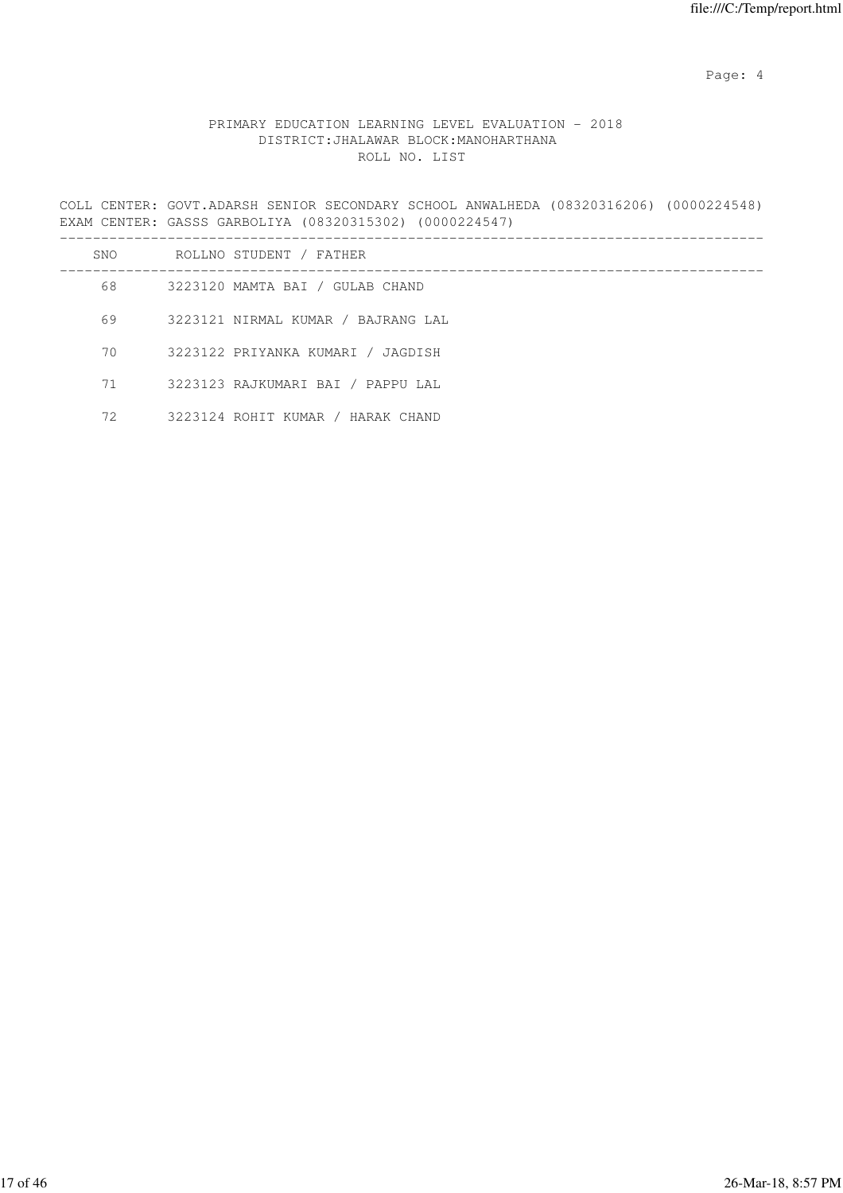PRIMARY EDUCATION LEARNING LEVEL EVALUATION - 2018
DISTRICT:JHALAWAR BLOCK:MANOHARTHANA
ROLL NO. LIST

COLL CENTER: GOVT.ADARSH SENIOR SECONDARY SCHOOL ANWALHEDA (08320316206) (0000224548)
EXAM CENTER: GASSS GARBOLIYA (08320315302) (0000224547)

| SNO | ROLLNO | STUDENT / FATHER |
|---|---|---|
| 68 | 3223120 | MAMTA BAI / GULAB CHAND |
| 69 | 3223121 | NIRMAL KUMAR / BAJRANG LAL |
| 70 | 3223122 | PRIYANKA KUMARI / JAGDISH |
| 71 | 3223123 | RAJKUMARI BAI / PAPPU LAL |
| 72 | 3223124 | ROHIT KUMAR / HARAK CHAND |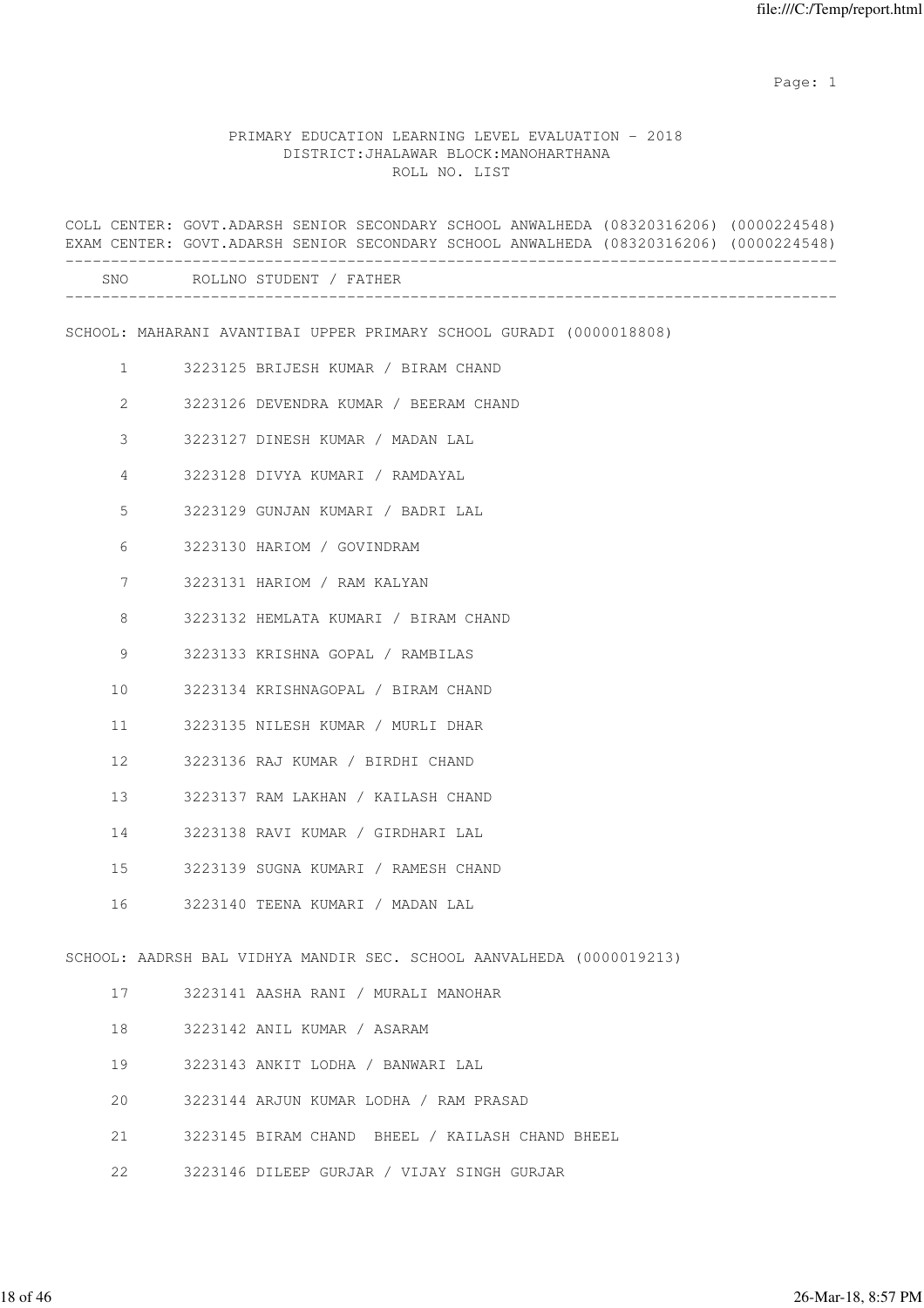PRIMARY EDUCATION LEARNING LEVEL EVALUATION - 2018
DISTRICT:JHALAWAR BLOCK:MANOHARTHANA
ROLL NO. LIST

COLL CENTER: GOVT.ADARSH SENIOR SECONDARY SCHOOL ANWALHEDA (08320316206) (0000224548)
EXAM CENTER: GOVT.ADARSH SENIOR SECONDARY SCHOOL ANWALHEDA (08320316206) (0000224548)

| SNO | ROLLNO | STUDENT / FATHER |
|---|---|---|

SCHOOL: MAHARANI AVANTIBAI UPPER PRIMARY SCHOOL GURADI (0000018808)

| SNO | ROLLNO | STUDENT / FATHER |
|---|---|---|
| 1 | 3223125 | BRIJESH KUMAR / BIRAM CHAND |
| 2 | 3223126 | DEVENDRA KUMAR / BEERAM CHAND |
| 3 | 3223127 | DINESH KUMAR / MADAN LAL |
| 4 | 3223128 | DIVYA KUMARI / RAMDAYAL |
| 5 | 3223129 | GUNJAN KUMARI / BADRI LAL |
| 6 | 3223130 | HARIOM / GOVINDRAM |
| 7 | 3223131 | HARIOM / RAM KALYAN |
| 8 | 3223132 | HEMLATA KUMARI / BIRAM CHAND |
| 9 | 3223133 | KRISHNA GOPAL / RAMBILAS |
| 10 | 3223134 | KRISHNAGOPAL / BIRAM CHAND |
| 11 | 3223135 | NILESH KUMAR / MURLI DHAR |
| 12 | 3223136 | RAJ KUMAR / BIRDHI CHAND |
| 13 | 3223137 | RAM LAKHAN / KAILASH CHAND |
| 14 | 3223138 | RAVI KUMAR / GIRDHARI LAL |
| 15 | 3223139 | SUGNA KUMARI / RAMESH CHAND |
| 16 | 3223140 | TEENA KUMARI / MADAN LAL |

SCHOOL: AADRSH BAL VIDHYA MANDIR SEC. SCHOOL AANVALHEDA (0000019213)

| SNO | ROLLNO | STUDENT / FATHER |
|---|---|---|
| 17 | 3223141 | AASHA RANI / MURALI MANOHAR |
| 18 | 3223142 | ANIL KUMAR / ASARAM |
| 19 | 3223143 | ANKIT LODHA / BANWARI LAL |
| 20 | 3223144 | ARJUN KUMAR LODHA / RAM PRASAD |
| 21 | 3223145 | BIRAM CHAND BHEEL / KAILASH CHAND BHEEL |
| 22 | 3223146 | DILEEP GURJAR / VIJAY SINGH GURJAR |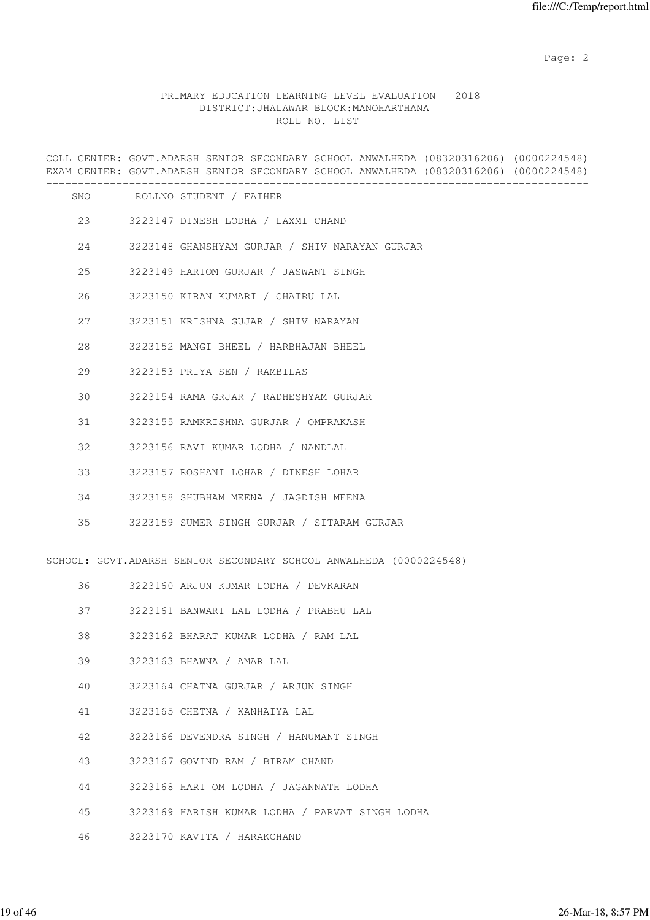# PRIMARY EDUCATION LEARNING LEVEL EVALUATION - 2018

DISTRICT:JHALAWAR BLOCK:MANOHARTHANA

ROLL NO. LIST

COLL CENTER: GOVT.ADARSH SENIOR SECONDARY SCHOOL ANWALHEDA (08320316206) (0000224548)
EXAM CENTER: GOVT.ADARSH SENIOR SECONDARY SCHOOL ANWALHEDA (08320316206) (0000224548)

| SNO | ROLLNO | STUDENT / FATHER |
|---|---|---|
| 23 | 3223147 | DINESH LODHA / LAXMI CHAND |
| 24 | 3223148 | GHANSHYAM GURJAR / SHIV NARAYAN GURJAR |
| 25 | 3223149 | HARIOM GURJAR / JASWANT SINGH |
| 26 | 3223150 | KIRAN KUMARI / CHATRU LAL |
| 27 | 3223151 | KRISHNA GUJAR / SHIV NARAYAN |
| 28 | 3223152 | MANGI BHEEL / HARBHAJAN BHEEL |
| 29 | 3223153 | PRIYA SEN / RAMBILAS |
| 30 | 3223154 | RAMA GRJAR / RADHESHYAM GURJAR |
| 31 | 3223155 | RAMKRISHNA GURJAR / OMPRAKASH |
| 32 | 3223156 | RAVI KUMAR LODHA / NANDLAL |
| 33 | 3223157 | ROSHANI LOHAR / DINESH LOHAR |
| 34 | 3223158 | SHUBHAM MEENA / JAGDISH MEENA |
| 35 | 3223159 | SUMER SINGH GURJAR / SITARAM GURJAR |

SCHOOL: GOVT.ADARSH SENIOR SECONDARY SCHOOL ANWALHEDA (0000224548)

| SNO | ROLLNO | STUDENT / FATHER |
|---|---|---|
| 36 | 3223160 | ARJUN KUMAR LODHA / DEVKARAN |
| 37 | 3223161 | BANWARI LAL LODHA / PRABHU LAL |
| 38 | 3223162 | BHARAT KUMAR LODHA / RAM LAL |
| 39 | 3223163 | BHAWNA / AMAR LAL |
| 40 | 3223164 | CHATNA GURJAR / ARJUN SINGH |
| 41 | 3223165 | CHETNA / KANHAIYA LAL |
| 42 | 3223166 | DEVENDRA SINGH / HANUMANT SINGH |
| 43 | 3223167 | GOVIND RAM / BIRAM CHAND |
| 44 | 3223168 | HARI OM LODHA / JAGANNATH LODHA |
| 45 | 3223169 | HARISH KUMAR LODHA / PARVAT SINGH LODHA |
| 46 | 3223170 | KAVITA / HARAKCHAND |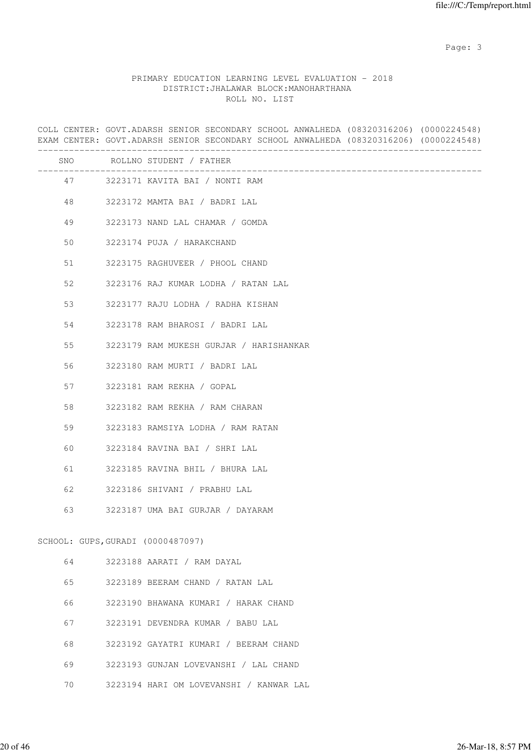PRIMARY EDUCATION LEARNING LEVEL EVALUATION - 2018
DISTRICT:JHALAWAR BLOCK:MANOHARTHANA
ROLL NO. LIST

COLL CENTER: GOVT.ADARSH SENIOR SECONDARY SCHOOL ANWALHEDA (08320316206) (0000224548)
EXAM CENTER: GOVT.ADARSH SENIOR SECONDARY SCHOOL ANWALHEDA (08320316206) (0000224548)

| SNO | ROLLNO | STUDENT / FATHER |
|---|---|---|
| 47 | 3223171 | KAVITA BAI / NONTI RAM |
| 48 | 3223172 | MAMTA BAI / BADRI LAL |
| 49 | 3223173 | NAND LAL CHAMAR / GOMDA |
| 50 | 3223174 | PUJA / HARAKCHAND |
| 51 | 3223175 | RAGHUVEER / PHOOL CHAND |
| 52 | 3223176 | RAJ KUMAR LODHA / RATAN LAL |
| 53 | 3223177 | RAJU LODHA / RADHA KISHAN |
| 54 | 3223178 | RAM BHAROSI / BADRI LAL |
| 55 | 3223179 | RAM MUKESH GURJAR / HARISHANKAR |
| 56 | 3223180 | RAM MURTI / BADRI LAL |
| 57 | 3223181 | RAM REKHA / GOPAL |
| 58 | 3223182 | RAM REKHA / RAM CHARAN |
| 59 | 3223183 | RAMSIYA LODHA / RAM RATAN |
| 60 | 3223184 | RAVINA BAI / SHRI LAL |
| 61 | 3223185 | RAVINA BHIL / BHURA LAL |
| 62 | 3223186 | SHIVANI / PRABHU LAL |
| 63 | 3223187 | UMA BAI GURJAR / DAYARAM |

SCHOOL: GUPS,GURADI (0000487097)

| SNO | ROLLNO | STUDENT / FATHER |
|---|---|---|
| 64 | 3223188 | AARATI / RAM DAYAL |
| 65 | 3223189 | BEERAM CHAND / RATAN LAL |
| 66 | 3223190 | BHAWANA KUMARI / HARAK CHAND |
| 67 | 3223191 | DEVENDRA KUMAR / BABU LAL |
| 68 | 3223192 | GAYATRI KUMARI / BEERAM CHAND |
| 69 | 3223193 | GUNJAN LOVEVANSHI / LAL CHAND |
| 70 | 3223194 | HARI OM LOVEVANSHI / KANWAR LAL |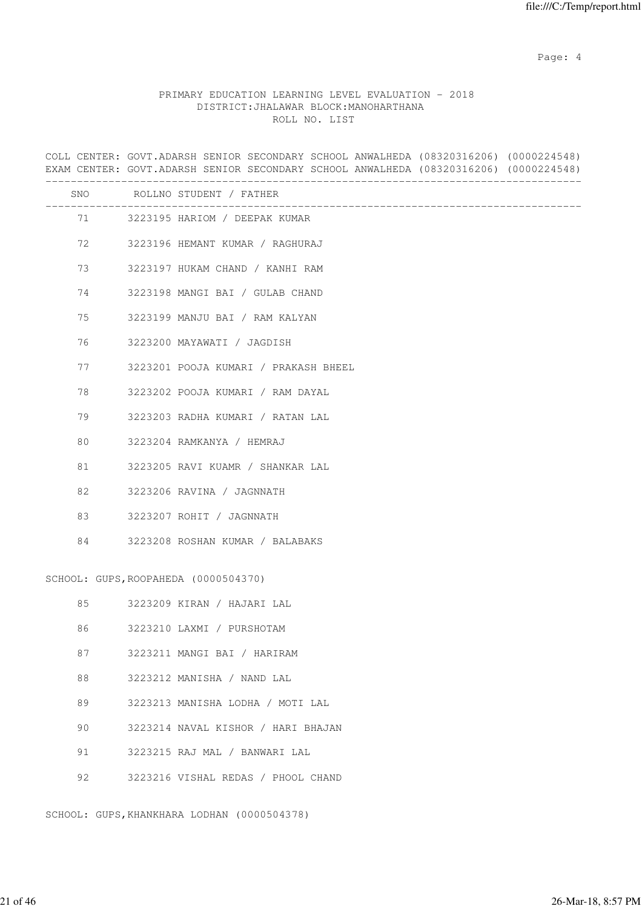PRIMARY EDUCATION LEARNING LEVEL EVALUATION - 2018
DISTRICT:JHALAWAR BLOCK:MANOHARTHANA
ROLL NO. LIST

COLL CENTER: GOVT.ADARSH SENIOR SECONDARY SCHOOL ANWALHEDA (08320316206) (0000224548)
EXAM CENTER: GOVT.ADARSH SENIOR SECONDARY SCHOOL ANWALHEDA (08320316206) (0000224548)

| SNO | ROLLNO | STUDENT / FATHER |
|---|---|---|
| 71 | 3223195 | HARIOM / DEEPAK KUMAR |
| 72 | 3223196 | HEMANT KUMAR / RAGHURAJ |
| 73 | 3223197 | HUKAM CHAND / KANHI RAM |
| 74 | 3223198 | MANGI BAI / GULAB CHAND |
| 75 | 3223199 | MANJU BAI / RAM KALYAN |
| 76 | 3223200 | MAYAWATI / JAGDISH |
| 77 | 3223201 | POOJA KUMARI / PRAKASH BHEEL |
| 78 | 3223202 | POOJA KUMARI / RAM DAYAL |
| 79 | 3223203 | RADHA KUMARI / RATAN LAL |
| 80 | 3223204 | RAMKANYA / HEMRAJ |
| 81 | 3223205 | RAVI KUAMR / SHANKAR LAL |
| 82 | 3223206 | RAVINA / JAGNNATH |
| 83 | 3223207 | ROHIT / JAGNNATH |
| 84 | 3223208 | ROSHAN KUMAR / BALABAKS |

SCHOOL: GUPS,ROOPAHEDA (0000504370)

| SNO | ROLLNO | STUDENT / FATHER |
|---|---|---|
| 85 | 3223209 | KIRAN / HAJARI LAL |
| 86 | 3223210 | LAXMI / PURSHOTAM |
| 87 | 3223211 | MANGI BAI / HARIRAM |
| 88 | 3223212 | MANISHA / NAND LAL |
| 89 | 3223213 | MANISHA LODHA / MOTI LAL |
| 90 | 3223214 | NAVAL KISHOR / HARI BHAJAN |
| 91 | 3223215 | RAJ MAL / BANWARI LAL |
| 92 | 3223216 | VISHAL REDAS / PHOOL CHAND |

SCHOOL: GUPS,KHANKHARA LODHAN (0000504378)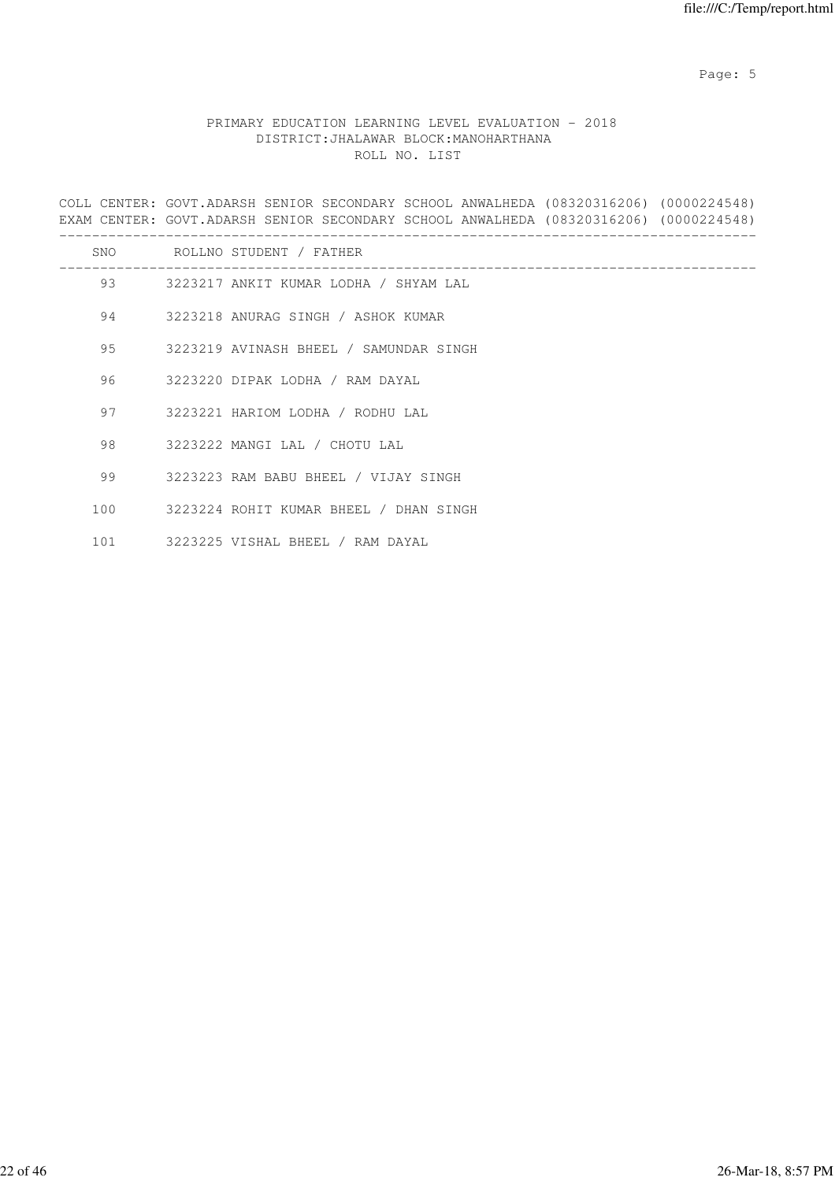PRIMARY EDUCATION LEARNING LEVEL EVALUATION - 2018
DISTRICT:JHALAWAR BLOCK:MANOHARTHANA
ROLL NO. LIST

COLL CENTER: GOVT.ADARSH SENIOR SECONDARY SCHOOL ANWALHEDA (08320316206) (0000224548)
EXAM CENTER: GOVT.ADARSH SENIOR SECONDARY SCHOOL ANWALHEDA (08320316206) (0000224548)

| SNO | ROLLNO | STUDENT / FATHER |
|---|---|---|
| 93 | 3223217 | ANKIT KUMAR LODHA / SHYAM LAL |
| 94 | 3223218 | ANURAG SINGH / ASHOK KUMAR |
| 95 | 3223219 | AVINASH BHEEL / SAMUNDAR SINGH |
| 96 | 3223220 | DIPAK LODHA / RAM DAYAL |
| 97 | 3223221 | HARIOM LODHA / RODHU LAL |
| 98 | 3223222 | MANGI LAL / CHOTU LAL |
| 99 | 3223223 | RAM BABU BHEEL / VIJAY SINGH |
| 100 | 3223224 | ROHIT KUMAR BHEEL / DHAN SINGH |
| 101 | 3223225 | VISHAL BHEEL / RAM DAYAL |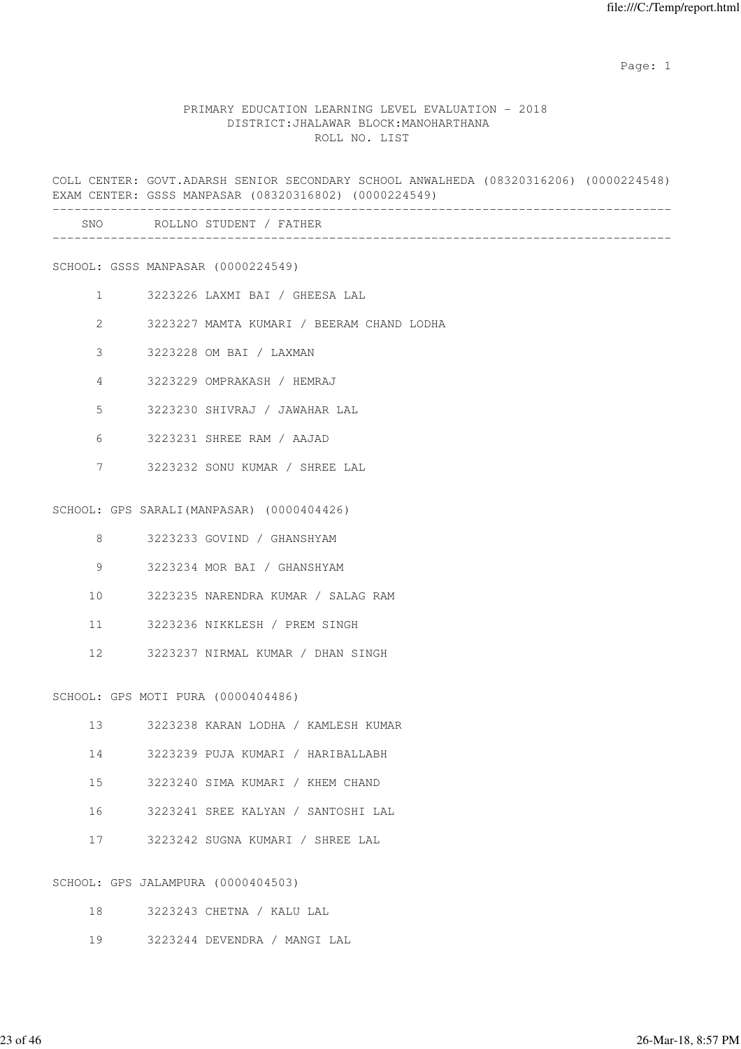PRIMARY EDUCATION LEARNING LEVEL EVALUATION - 2018
DISTRICT:JHALAWAR BLOCK:MANOHARTHANA
ROLL NO. LIST

COLL CENTER: GOVT.ADARSH SENIOR SECONDARY SCHOOL ANWALHEDA (08320316206) (0000224548)
EXAM CENTER: GSSS MANPASAR (08320316802) (0000224549)

| SNO | ROLLNO | STUDENT / FATHER |
|---|---|---|
| **SCHOOL: GSSS MANPASAR (0000224549)** | | |
| 1 | 3223226 | LAXMI BAI / GHEESA LAL |
| 2 | 3223227 | MAMTA KUMARI / BEERAM CHAND LODHA |
| 3 | 3223228 | OM BAI / LAXMAN |
| 4 | 3223229 | OMPRAKASH / HEMRAJ |
| 5 | 3223230 | SHIVRAJ / JAWAHAR LAL |
| 6 | 3223231 | SHREE RAM / AAJAD |
| 7 | 3223232 | SONU KUMAR / SHREE LAL |
| **SCHOOL: GPS SARALI(MANPASAR) (0000404426)** | | |
| 8 | 3223233 | GOVIND / GHANSHYAM |
| 9 | 3223234 | MOR BAI / GHANSHYAM |
| 10 | 3223235 | NARENDRA KUMAR / SALAG RAM |
| 11 | 3223236 | NIKKLESH / PREM SINGH |
| 12 | 3223237 | NIRMAL KUMAR / DHAN SINGH |
| **SCHOOL: GPS MOTI PURA (0000404486)** | | |
| 13 | 3223238 | KARAN LODHA / KAMLESH KUMAR |
| 14 | 3223239 | PUJA KUMARI / HARIBALLABH |
| 15 | 3223240 | SIMA KUMARI / KHEM CHAND |
| 16 | 3223241 | SREE KALYAN / SANTOSHI LAL |
| 17 | 3223242 | SUGNA KUMARI / SHREE LAL |
| **SCHOOL: GPS JALAMPURA (0000404503)** | | |
| 18 | 3223243 | CHETNA / KALU LAL |
| 19 | 3223244 | DEVENDRA / MANGI LAL |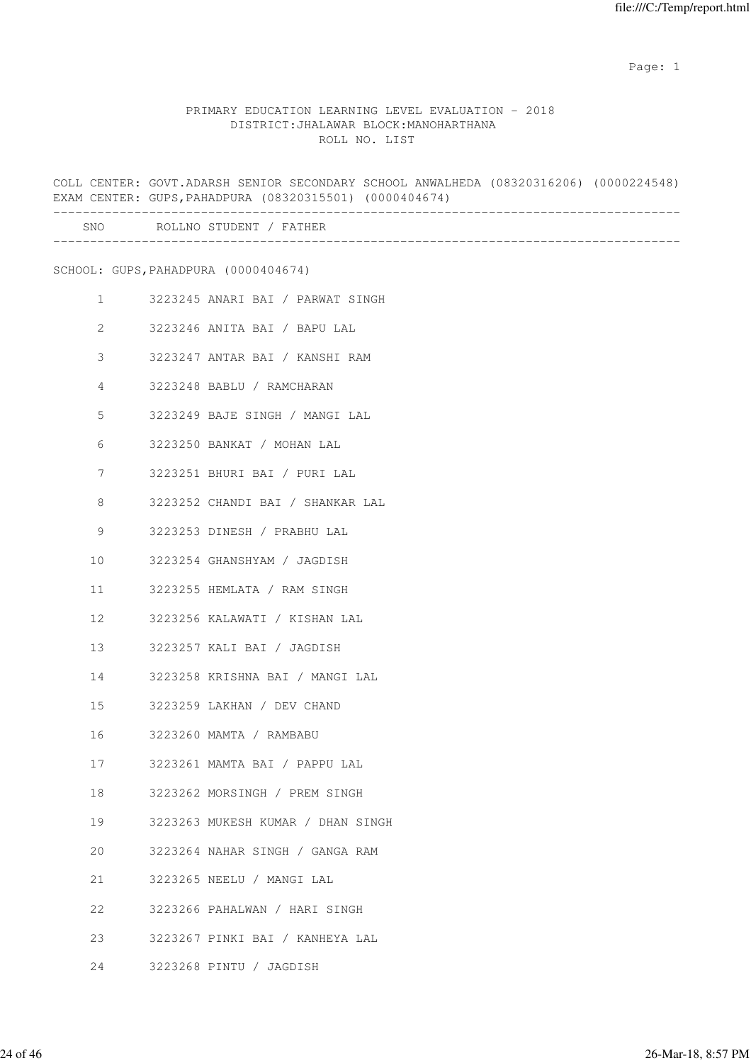PRIMARY EDUCATION LEARNING LEVEL EVALUATION - 2018
DISTRICT:JHALAWAR BLOCK:MANOHARTHANA
ROLL NO. LIST

COLL CENTER: GOVT.ADARSH SENIOR SECONDARY SCHOOL ANWALHEDA (08320316206) (0000224548)
EXAM CENTER: GUPS,PAHADPURA (08320315501) (0000404674)

SCHOOL: GUPS,PAHADPURA (0000404674)

| SNO | ROLLNO | STUDENT / FATHER |
|---|---|---|
| 1 | 3223245 | ANARI BAI / PARWAT SINGH |
| 2 | 3223246 | ANITA BAI / BAPU LAL |
| 3 | 3223247 | ANTAR BAI / KANSHI RAM |
| 4 | 3223248 | BABLU / RAMCHARAN |
| 5 | 3223249 | BAJE SINGH / MANGI LAL |
| 6 | 3223250 | BANKAT / MOHAN LAL |
| 7 | 3223251 | BHURI BAI / PURI LAL |
| 8 | 3223252 | CHANDI BAI / SHANKAR LAL |
| 9 | 3223253 | DINESH / PRABHU LAL |
| 10 | 3223254 | GHANSHYAM / JAGDISH |
| 11 | 3223255 | HEMLATA / RAM SINGH |
| 12 | 3223256 | KALAWATI / KISHAN LAL |
| 13 | 3223257 | KALI BAI / JAGDISH |
| 14 | 3223258 | KRISHNA BAI / MANGI LAL |
| 15 | 3223259 | LAKHAN / DEV CHAND |
| 16 | 3223260 | MAMTA / RAMBABU |
| 17 | 3223261 | MAMTA BAI / PAPPU LAL |
| 18 | 3223262 | MORSINGH / PREM SINGH |
| 19 | 3223263 | MUKESH KUMAR / DHAN SINGH |
| 20 | 3223264 | NAHAR SINGH / GANGA RAM |
| 21 | 3223265 | NEELU / MANGI LAL |
| 22 | 3223266 | PAHALWAN / HARI SINGH |
| 23 | 3223267 | PINKI BAI / KANHEYA LAL |
| 24 | 3223268 | PINTU / JAGDISH |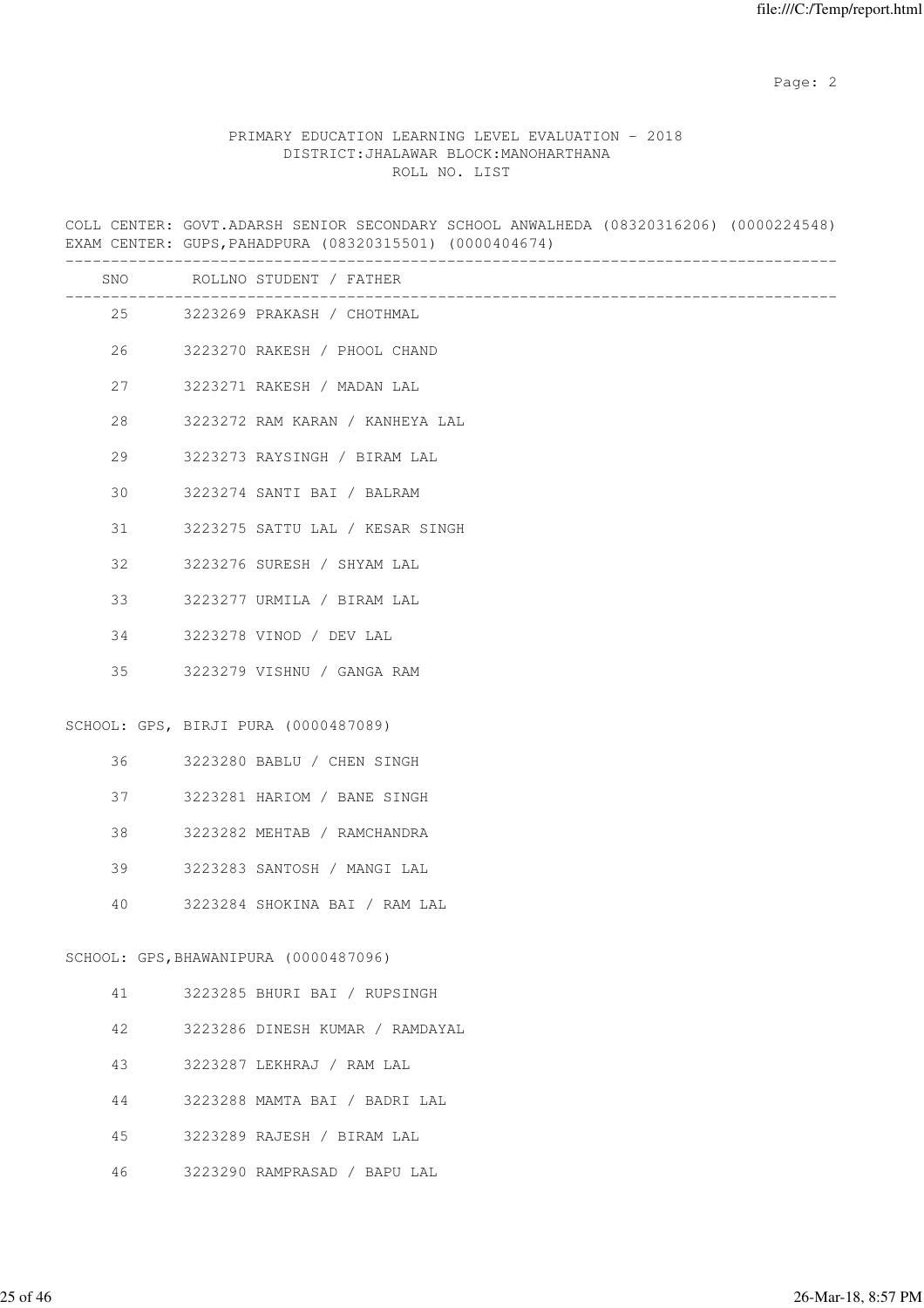PRIMARY EDUCATION LEARNING LEVEL EVALUATION - 2018
DISTRICT:JHALAWAR BLOCK:MANOHARTHANA
ROLL NO. LIST

COLL CENTER: GOVT.ADARSH SENIOR SECONDARY SCHOOL ANWALHEDA (08320316206) (0000224548)
EXAM CENTER: GUPS,PAHADPURA (08320315501) (0000404674)

| SNO | ROLLNO | STUDENT / FATHER |
|---|---|---|
| 25 | 3223269 | PRAKASH / CHOTHMAL |
| 26 | 3223270 | RAKESH / PHOOL CHAND |
| 27 | 3223271 | RAKESH / MADAN LAL |
| 28 | 3223272 | RAM KARAN / KANHEYA LAL |
| 29 | 3223273 | RAYSINGH / BIRAM LAL |
| 30 | 3223274 | SANTI BAI / BALRAM |
| 31 | 3223275 | SATTU LAL / KESAR SINGH |
| 32 | 3223276 | SURESH / SHYAM LAL |
| 33 | 3223277 | URMILA / BIRAM LAL |
| 34 | 3223278 | VINOD / DEV LAL |
| 35 | 3223279 | VISHNU / GANGA RAM |

SCHOOL: GPS, BIRJI PURA (0000487089)

| SNO | ROLLNO | STUDENT / FATHER |
|---|---|---|
| 36 | 3223280 | BABLU / CHEN SINGH |
| 37 | 3223281 | HARIOM / BANE SINGH |
| 38 | 3223282 | MEHTAB / RAMCHANDRA |
| 39 | 3223283 | SANTOSH / MANGI LAL |
| 40 | 3223284 | SHOKINA BAI / RAM LAL |

SCHOOL: GPS,BHAWANIPURA (0000487096)

| SNO | ROLLNO | STUDENT / FATHER |
|---|---|---|
| 41 | 3223285 | BHURI BAI / RUPSINGH |
| 42 | 3223286 | DINESH KUMAR / RAMDAYAL |
| 43 | 3223287 | LEKHRAJ / RAM LAL |
| 44 | 3223288 | MAMTA BAI / BADRI LAL |
| 45 | 3223289 | RAJESH / BIRAM LAL |
| 46 | 3223290 | RAMPRASAD / BAPU LAL |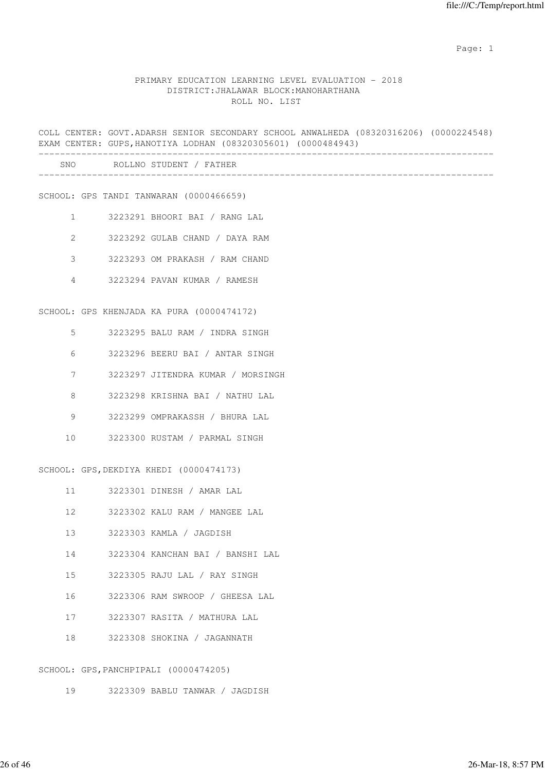PRIMARY EDUCATION LEARNING LEVEL EVALUATION - 2018
DISTRICT:JHALAWAR BLOCK:MANOHARTHANA
ROLL NO. LIST

COLL CENTER: GOVT.ADARSH SENIOR SECONDARY SCHOOL ANWALHEDA (08320316206) (0000224548)
EXAM CENTER: GUPS,HANOTIYA LODHAN (08320305601) (0000484943)

| SNO | ROLLNO | STUDENT / FATHER |
|---|---|---|
| **SCHOOL: GPS TANDI TANWARAN (0000466659)** | | |
| 1 | 3223291 | BHOORI BAI / RANG LAL |
| 2 | 3223292 | GULAB CHAND / DAYA RAM |
| 3 | 3223293 | OM PRAKASH / RAM CHAND |
| 4 | 3223294 | PAVAN KUMAR / RAMESH |
| **SCHOOL: GPS KHENJADA KA PURA (0000474172)** | | |
| 5 | 3223295 | BALU RAM / INDRA SINGH |
| 6 | 3223296 | BEERU BAI / ANTAR SINGH |
| 7 | 3223297 | JITENDRA KUMAR / MORSINGH |
| 8 | 3223298 | KRISHNA BAI / NATHU LAL |
| 9 | 3223299 | OMPRAKASSH / BHURA LAL |
| 10 | 3223300 | RUSTAM / PARMAL SINGH |
| **SCHOOL: GPS,DEKDIYA KHEDI (0000474173)** | | |
| 11 | 3223301 | DINESH / AMAR LAL |
| 12 | 3223302 | KALU RAM / MANGEE LAL |
| 13 | 3223303 | KAMLA / JAGDISH |
| 14 | 3223304 | KANCHAN BAI / BANSHI LAL |
| 15 | 3223305 | RAJU LAL / RAY SINGH |
| 16 | 3223306 | RAM SWROOP / GHEESA LAL |
| 17 | 3223307 | RASITA / MATHURA LAL |
| 18 | 3223308 | SHOKINA / JAGANNATH |
| **SCHOOL: GPS,PANCHPIPALI (0000474205)** | | |
| 19 | 3223309 | BABLU TANWAR / JAGDISH |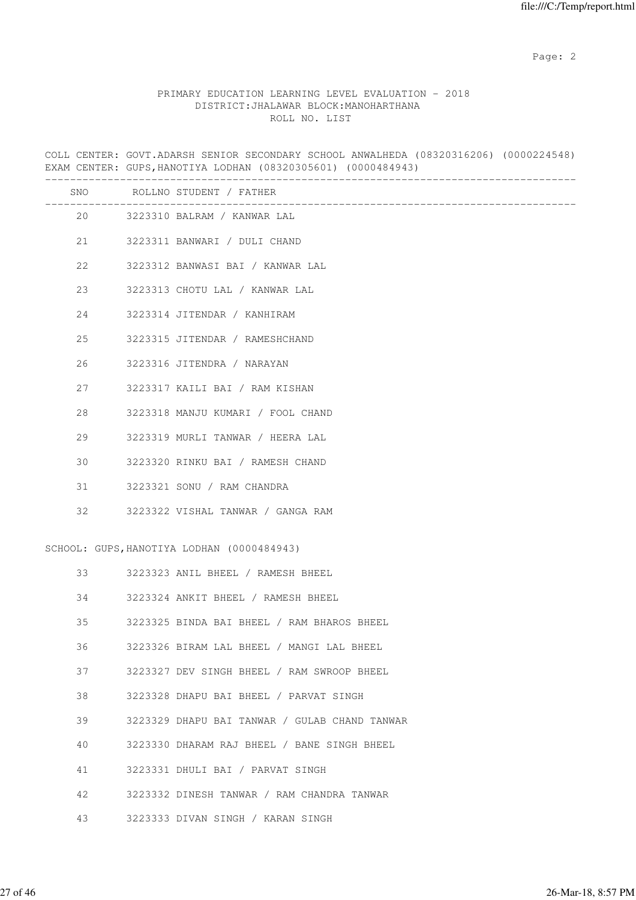PRIMARY EDUCATION LEARNING LEVEL EVALUATION - 2018
DISTRICT:JHALAWAR BLOCK:MANOHARTHANA
ROLL NO. LIST

COLL CENTER: GOVT.ADARSH SENIOR SECONDARY SCHOOL ANWALHEDA (08320316206) (0000224548)
EXAM CENTER: GUPS,HANOTIYA LODHAN (08320305601) (0000484943)

| SNO | ROLLNO | STUDENT / FATHER |
|---|---|---|
| 20 | 3223310 | BALRAM / KANWAR LAL |
| 21 | 3223311 | BANWARI / DULI CHAND |
| 22 | 3223312 | BANWASI BAI / KANWAR LAL |
| 23 | 3223313 | CHOTU LAL / KANWAR LAL |
| 24 | 3223314 | JITENDAR / KANHIRAM |
| 25 | 3223315 | JITENDAR / RAMESHCHAND |
| 26 | 3223316 | JITENDRA / NARAYAN |
| 27 | 3223317 | KAILI BAI / RAM KISHAN |
| 28 | 3223318 | MANJU KUMARI / FOOL CHAND |
| 29 | 3223319 | MURLI TANWAR / HEERA LAL |
| 30 | 3223320 | RINKU BAI / RAMESH CHAND |
| 31 | 3223321 | SONU / RAM CHANDRA |
| 32 | 3223322 | VISHAL TANWAR / GANGA RAM |

SCHOOL: GUPS,HANOTIYA LODHAN (0000484943)

| SNO | ROLLNO | STUDENT / FATHER |
|---|---|---|
| 33 | 3223323 | ANIL BHEEL / RAMESH BHEEL |
| 34 | 3223324 | ANKIT BHEEL / RAMESH BHEEL |
| 35 | 3223325 | BINDA BAI BHEEL / RAM BHAROS BHEEL |
| 36 | 3223326 | BIRAM LAL BHEEL / MANGI LAL BHEEL |
| 37 | 3223327 | DEV SINGH BHEEL / RAM SWROOP BHEEL |
| 38 | 3223328 | DHAPU BAI BHEEL / PARVAT SINGH |
| 39 | 3223329 | DHAPU BAI TANWAR / GULAB CHAND TANWAR |
| 40 | 3223330 | DHARAM RAJ BHEEL / BANE SINGH BHEEL |
| 41 | 3223331 | DHULI BAI / PARVAT SINGH |
| 42 | 3223332 | DINESH TANWAR / RAM CHANDRA TANWAR |
| 43 | 3223333 | DIVAN SINGH / KARAN SINGH |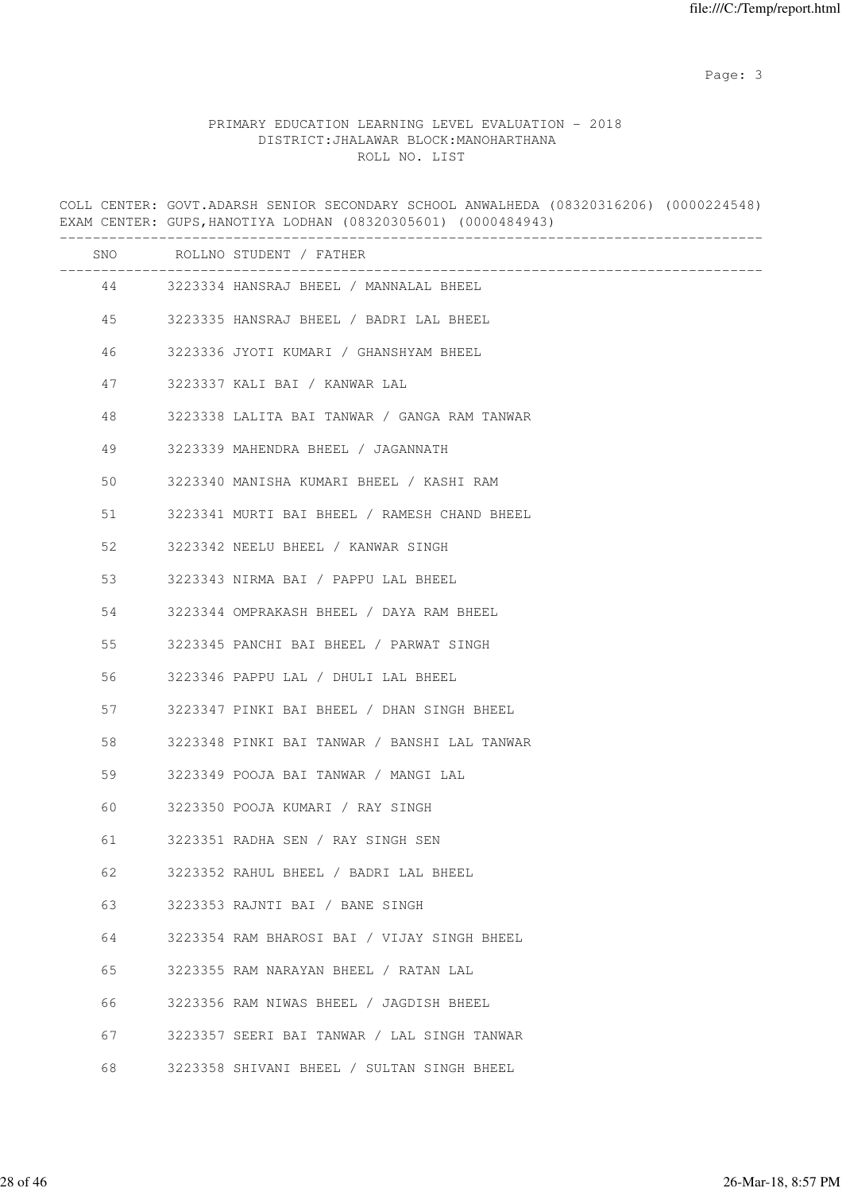PRIMARY EDUCATION LEARNING LEVEL EVALUATION - 2018
DISTRICT:JHALAWAR BLOCK:MANOHARTHANA
ROLL NO. LIST

COLL CENTER: GOVT.ADARSH SENIOR SECONDARY SCHOOL ANWALHEDA (08320316206) (0000224548)
EXAM CENTER: GUPS,HANOTIYA LODHAN (08320305601) (0000484943)

| SNO | ROLLNO STUDENT / FATHER |
|---|---|
| 44 | 3223334 HANSRAJ BHEEL / MANNALAL BHEEL |
| 45 | 3223335 HANSRAJ BHEEL / BADRI LAL BHEEL |
| 46 | 3223336 JYOTI KUMARI / GHANSHYAM BHEEL |
| 47 | 3223337 KALI BAI / KANWAR LAL |
| 48 | 3223338 LALITA BAI TANWAR / GANGA RAM TANWAR |
| 49 | 3223339 MAHENDRA BHEEL / JAGANNATH |
| 50 | 3223340 MANISHA KUMARI BHEEL / KASHI RAM |
| 51 | 3223341 MURTI BAI BHEEL / RAMESH CHAND BHEEL |
| 52 | 3223342 NEELU BHEEL / KANWAR SINGH |
| 53 | 3223343 NIRMA BAI / PAPPU LAL BHEEL |
| 54 | 3223344 OMPRAKASH BHEEL / DAYA RAM BHEEL |
| 55 | 3223345 PANCHI BAI BHEEL / PARWAT SINGH |
| 56 | 3223346 PAPPU LAL / DHULI LAL BHEEL |
| 57 | 3223347 PINKI BAI BHEEL / DHAN SINGH BHEEL |
| 58 | 3223348 PINKI BAI TANWAR / BANSHI LAL TANWAR |
| 59 | 3223349 POOJA BAI TANWAR / MANGI LAL |
| 60 | 3223350 POOJA KUMARI / RAY SINGH |
| 61 | 3223351 RADHA SEN / RAY SINGH SEN |
| 62 | 3223352 RAHUL BHEEL / BADRI LAL BHEEL |
| 63 | 3223353 RAJNTI BAI / BANE SINGH |
| 64 | 3223354 RAM BHAROSI BAI / VIJAY SINGH BHEEL |
| 65 | 3223355 RAM NARAYAN BHEEL / RATAN LAL |
| 66 | 3223356 RAM NIWAS BHEEL / JAGDISH BHEEL |
| 67 | 3223357 SEERI BAI TANWAR / LAL SINGH TANWAR |
| 68 | 3223358 SHIVANI BHEEL / SULTAN SINGH BHEEL |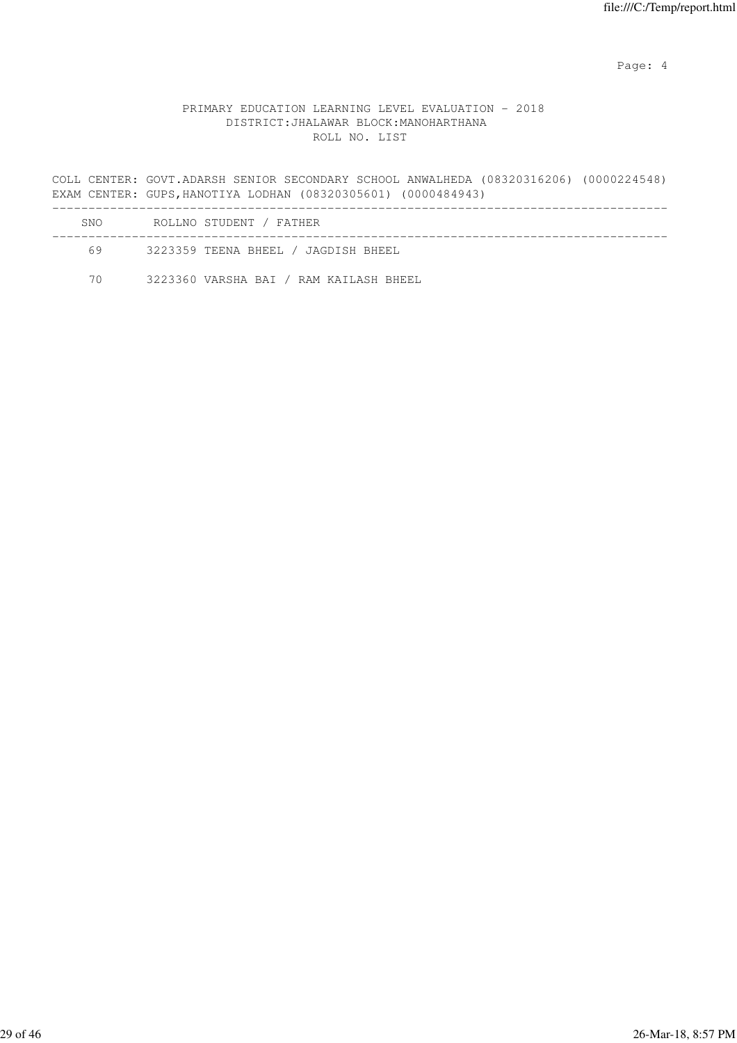PRIMARY EDUCATION LEARNING LEVEL EVALUATION - 2018

DISTRICT:JHALAWAR BLOCK:MANOHARTHANA

ROLL NO. LIST

COLL CENTER: GOVT.ADARSH SENIOR SECONDARY SCHOOL ANWALHEDA (08320316206) (0000224548)
EXAM CENTER: GUPS,HANOTIYA LODHAN (08320305601) (0000484943)

| SNO | ROLLNO | STUDENT / FATHER |
|---|---|---|
| 69 | 3223359 | TEENA BHEEL / JAGDISH BHEEL |
| 70 | 3223360 | VARSHA BAI / RAM KAILASH BHEEL |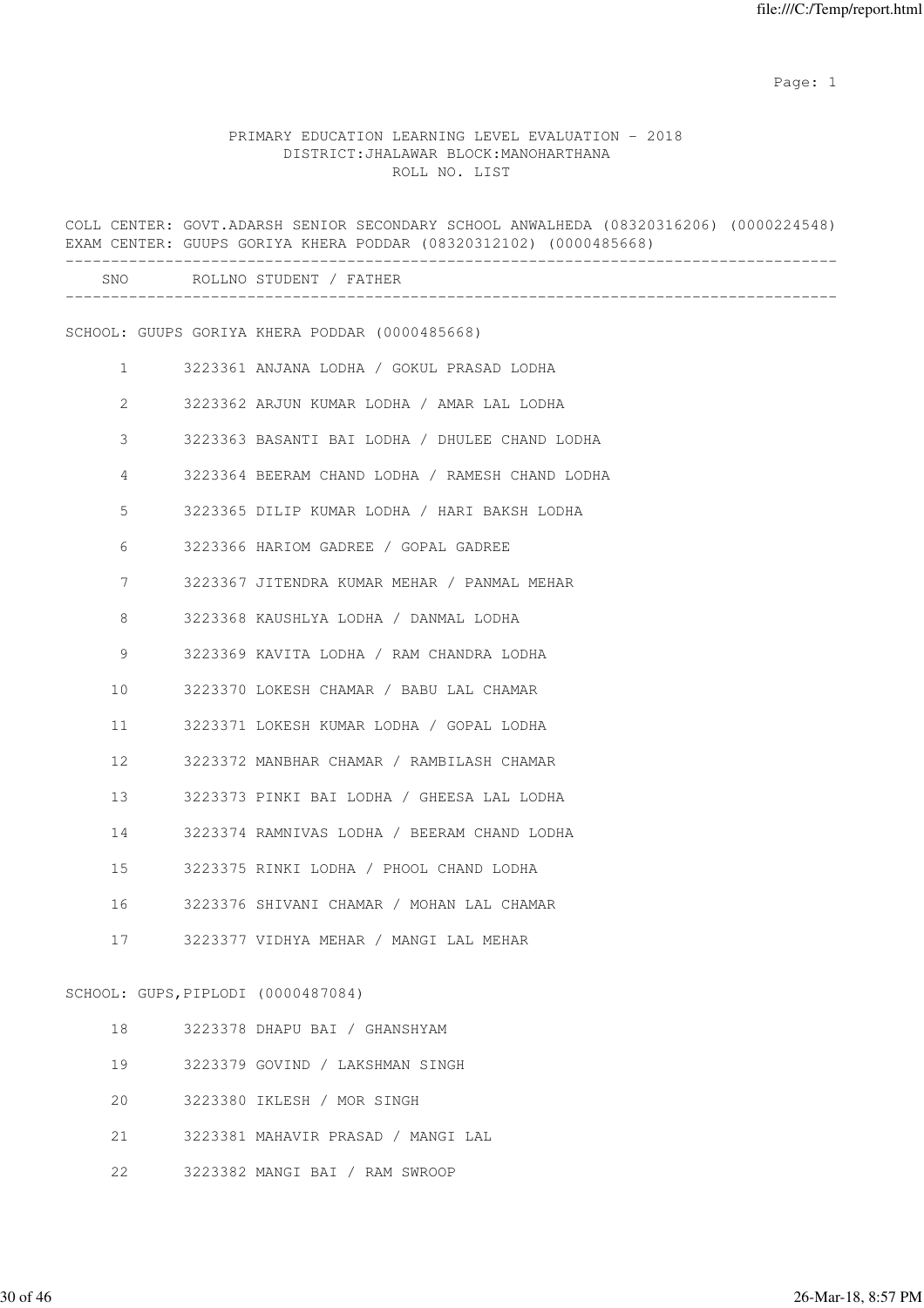PRIMARY EDUCATION LEARNING LEVEL EVALUATION - 2018
DISTRICT:JHALAWAR BLOCK:MANOHARTHANA
ROLL NO. LIST

COLL CENTER: GOVT.ADARSH SENIOR SECONDARY SCHOOL ANWALHEDA (08320316206) (0000224548)
EXAM CENTER: GUUPS GORIYA KHERA PODDAR (08320312102) (0000485668)

| SNO | ROLLNO | STUDENT / FATHER |
|---|---|---|
| **SCHOOL: GUUPS GORIYA KHERA PODDAR (0000485668)** | | |
| 1 | 3223361 | ANJANA LODHA / GOKUL PRASAD LODHA |
| 2 | 3223362 | ARJUN KUMAR LODHA / AMAR LAL LODHA |
| 3 | 3223363 | BASANTI BAI LODHA / DHULEE CHAND LODHA |
| 4 | 3223364 | BEERAM CHAND LODHA / RAMESH CHAND LODHA |
| 5 | 3223365 | DILIP KUMAR LODHA / HARI BAKSH LODHA |
| 6 | 3223366 | HARIOM GADREE / GOPAL GADREE |
| 7 | 3223367 | JITENDRA KUMAR MEHAR / PANMAL MEHAR |
| 8 | 3223368 | KAUSHLYA LODHA / DANMAL LODHA |
| 9 | 3223369 | KAVITA LODHA / RAM CHANDRA LODHA |
| 10 | 3223370 | LOKESH CHAMAR / BABU LAL CHAMAR |
| 11 | 3223371 | LOKESH KUMAR LODHA / GOPAL LODHA |
| 12 | 3223372 | MANBHAR CHAMAR / RAMBILASH CHAMAR |
| 13 | 3223373 | PINKI BAI LODHA / GHEESA LAL LODHA |
| 14 | 3223374 | RAMNIVAS LODHA / BEERAM CHAND LODHA |
| 15 | 3223375 | RINKI LODHA / PHOOL CHAND LODHA |
| 16 | 3223376 | SHIVANI CHAMAR / MOHAN LAL CHAMAR |
| 17 | 3223377 | VIDHYA MEHAR / MANGI LAL MEHAR |
| **SCHOOL: GUPS,PIPLODI (0000487084)** | | |
| 18 | 3223378 | DHAPU BAI / GHANSHYAM |
| 19 | 3223379 | GOVIND / LAKSHMAN SINGH |
| 20 | 3223380 | IKLESH / MOR SINGH |
| 21 | 3223381 | MAHAVIR PRASAD / MANGI LAL |
| 22 | 3223382 | MANGI BAI / RAM SWROOP |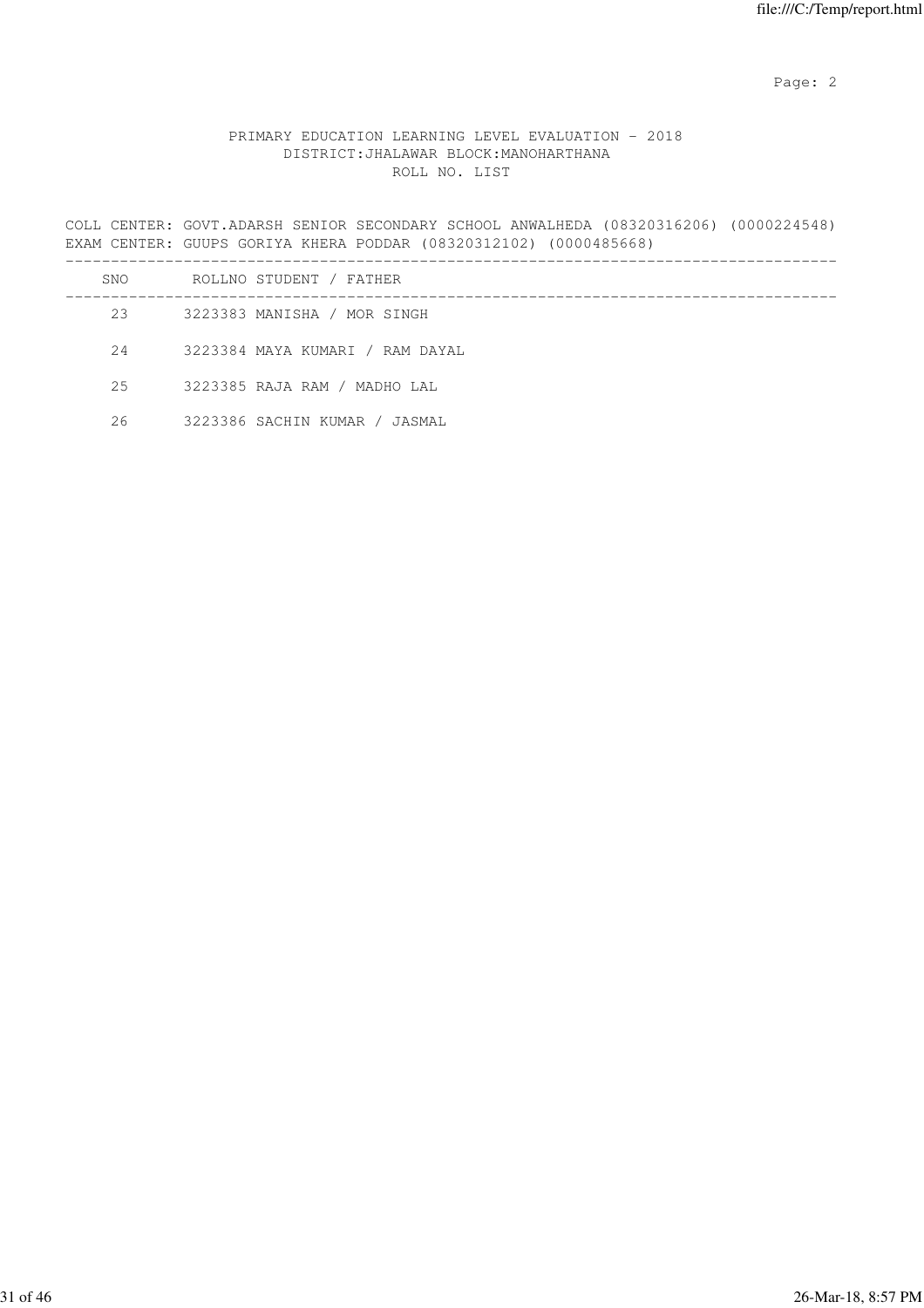PRIMARY EDUCATION LEARNING LEVEL EVALUATION - 2018
DISTRICT:JHALAWAR BLOCK:MANOHARTHANA
ROLL NO. LIST

COLL CENTER: GOVT.ADARSH SENIOR SECONDARY SCHOOL ANWALHEDA (08320316206) (0000224548)
EXAM CENTER: GUUPS GORIYA KHERA PODDAR (08320312102) (0000485668)

| SNO | ROLLNO | STUDENT / FATHER |
|---|---|---|
| 23 | 3223383 | MANISHA / MOR SINGH |
| 24 | 3223384 | MAYA KUMARI / RAM DAYAL |
| 25 | 3223385 | RAJA RAM / MADHO LAL |
| 26 | 3223386 | SACHIN KUMAR / JASMAL |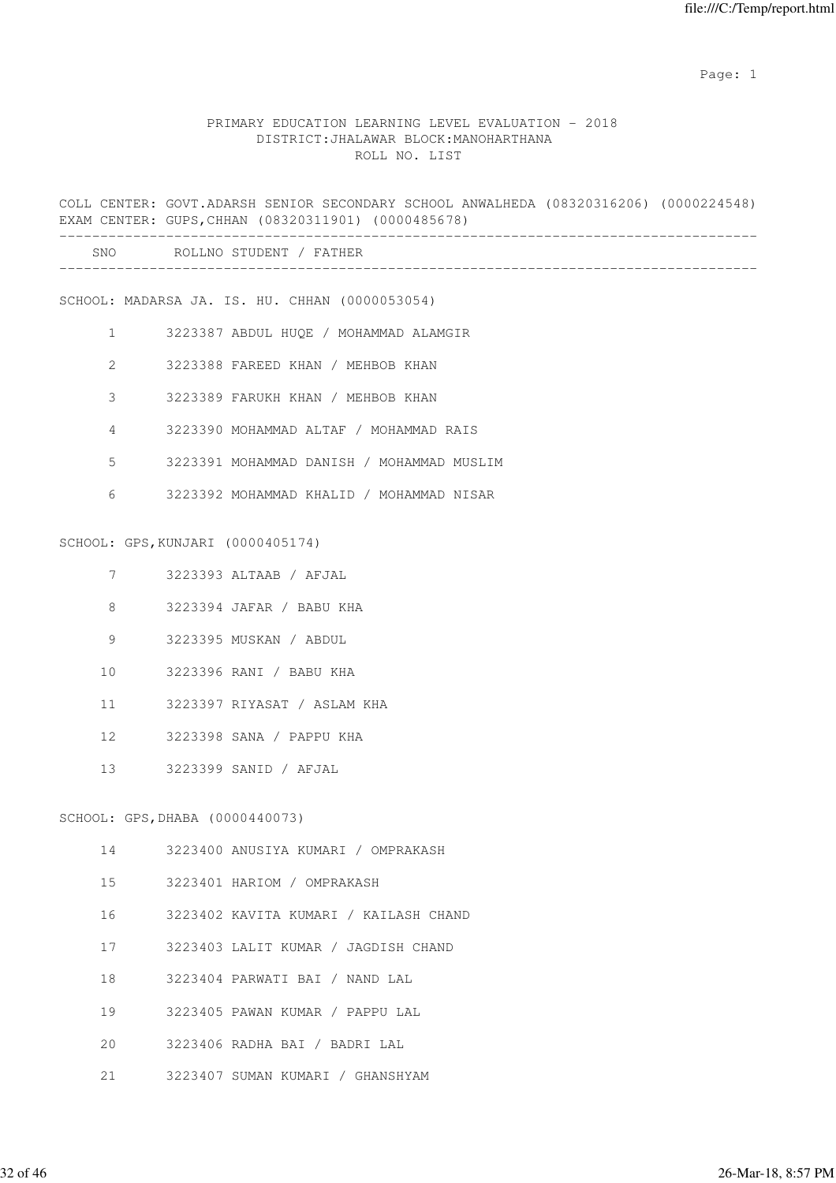PRIMARY EDUCATION LEARNING LEVEL EVALUATION - 2018
DISTRICT:JHALAWAR BLOCK:MANOHARTHANA
ROLL NO. LIST

COLL CENTER: GOVT.ADARSH SENIOR SECONDARY SCHOOL ANWALHEDA (08320316206) (0000224548)
EXAM CENTER: GUPS,CHHAN (08320311901) (0000485678)

| SNO | ROLLNO | STUDENT / FATHER |
|---|---|---|

SCHOOL: MADARSA JA. IS. HU. CHHAN (0000053054)

| SNO | ROLLNO | STUDENT / FATHER |
|---|---|---|
| 1 | 3223387 | ABDUL HUQE / MOHAMMAD ALAMGIR |
| 2 | 3223388 | FAREED KHAN / MEHBOB KHAN |
| 3 | 3223389 | FARUKH KHAN / MEHBOB KHAN |
| 4 | 3223390 | MOHAMMAD ALTAF / MOHAMMAD RAIS |
| 5 | 3223391 | MOHAMMAD DANISH / MOHAMMAD MUSLIM |
| 6 | 3223392 | MOHAMMAD KHALID / MOHAMMAD NISAR |

SCHOOL: GPS,KUNJARI (0000405174)

| SNO | ROLLNO | STUDENT / FATHER |
|---|---|---|
| 7 | 3223393 | ALTAAB / AFJAL |
| 8 | 3223394 | JAFAR / BABU KHA |
| 9 | 3223395 | MUSKAN / ABDUL |
| 10 | 3223396 | RANI / BABU KHA |
| 11 | 3223397 | RIYASAT / ASLAM KHA |
| 12 | 3223398 | SANA / PAPPU KHA |
| 13 | 3223399 | SANID / AFJAL |

SCHOOL: GPS,DHABA (0000440073)

| SNO | ROLLNO | STUDENT / FATHER |
|---|---|---|
| 14 | 3223400 | ANUSIYA KUMARI / OMPRAKASH |
| 15 | 3223401 | HARIOM / OMPRAKASH |
| 16 | 3223402 | KAVITA KUMARI / KAILASH CHAND |
| 17 | 3223403 | LALIT KUMAR / JAGDISH CHAND |
| 18 | 3223404 | PARWATI BAI / NAND LAL |
| 19 | 3223405 | PAWAN KUMAR / PAPPU LAL |
| 20 | 3223406 | RADHA BAI / BADRI LAL |
| 21 | 3223407 | SUMAN KUMARI / GHANSHYAM |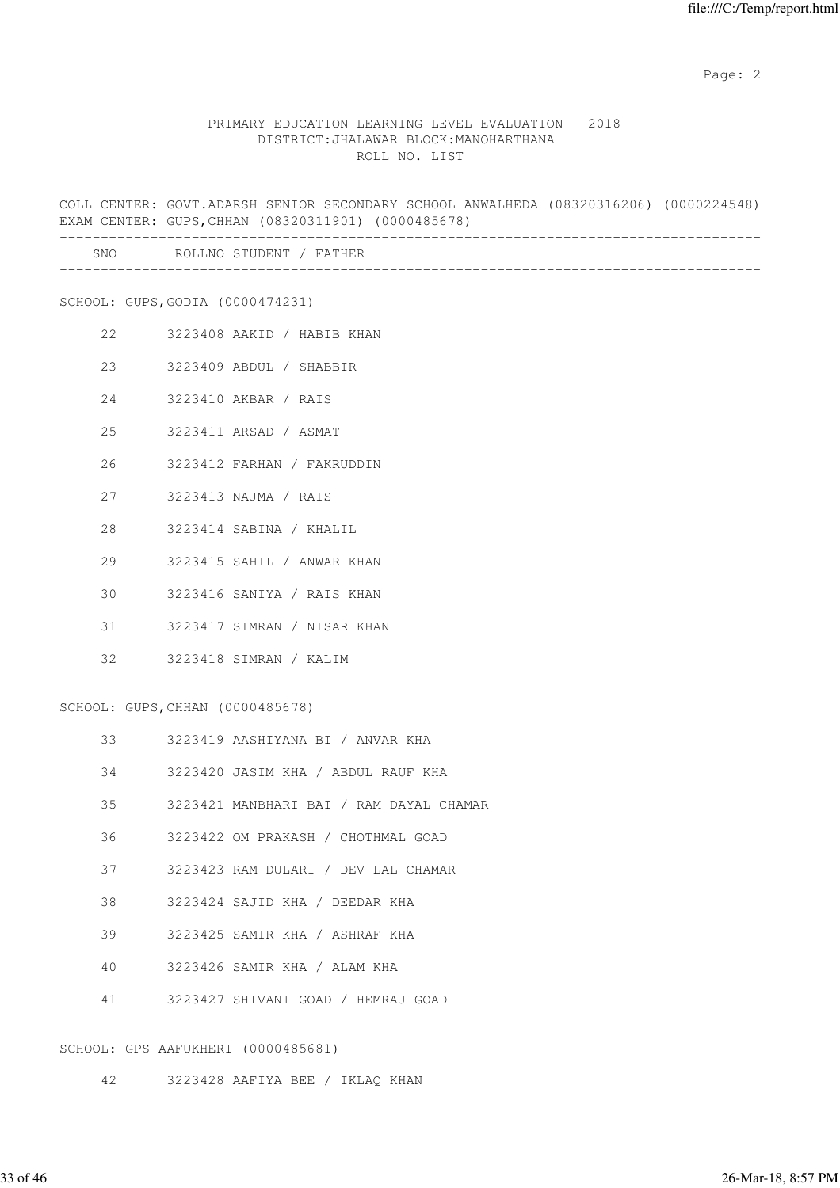PRIMARY EDUCATION LEARNING LEVEL EVALUATION - 2018
DISTRICT:JHALAWAR BLOCK:MANOHARTHANA
ROLL NO. LIST

COLL CENTER: GOVT.ADARSH SENIOR SECONDARY SCHOOL ANWALHEDA (08320316206) (0000224548)
EXAM CENTER: GUPS,CHHAN (08320311901) (0000485678)

| SNO | ROLLNO | STUDENT / FATHER |
|---|---|---|
| **SCHOOL: GUPS,GODIA (0000474231)** | | |
| 22 | 3223408 | AAKID / HABIB KHAN |
| 23 | 3223409 | ABDUL / SHABBIR |
| 24 | 3223410 | AKBAR / RAIS |
| 25 | 3223411 | ARSAD / ASMAT |
| 26 | 3223412 | FARHAN / FAKRUDDIN |
| 27 | 3223413 | NAJMA / RAIS |
| 28 | 3223414 | SABINA / KHALIL |
| 29 | 3223415 | SAHIL / ANWAR KHAN |
| 30 | 3223416 | SANIYA / RAIS KHAN |
| 31 | 3223417 | SIMRAN / NISAR KHAN |
| 32 | 3223418 | SIMRAN / KALIM |
| **SCHOOL: GUPS,CHHAN (0000485678)** | | |
| 33 | 3223419 | AASHIYANA BI / ANVAR KHA |
| 34 | 3223420 | JASIM KHA / ABDUL RAUF KHA |
| 35 | 3223421 | MANBHARI BAI / RAM DAYAL CHAMAR |
| 36 | 3223422 | OM PRAKASH / CHOTHMAL GOAD |
| 37 | 3223423 | RAM DULARI / DEV LAL CHAMAR |
| 38 | 3223424 | SAJID KHA / DEEDAR KHA |
| 39 | 3223425 | SAMIR KHA / ASHRAF KHA |
| 40 | 3223426 | SAMIR KHA / ALAM KHA |
| 41 | 3223427 | SHIVANI GOAD / HEMRAJ GOAD |
| **SCHOOL: GPS AAFUKHERI (0000485681)** | | |
| 42 | 3223428 | AAFIYA BEE / IKLAQ KHAN |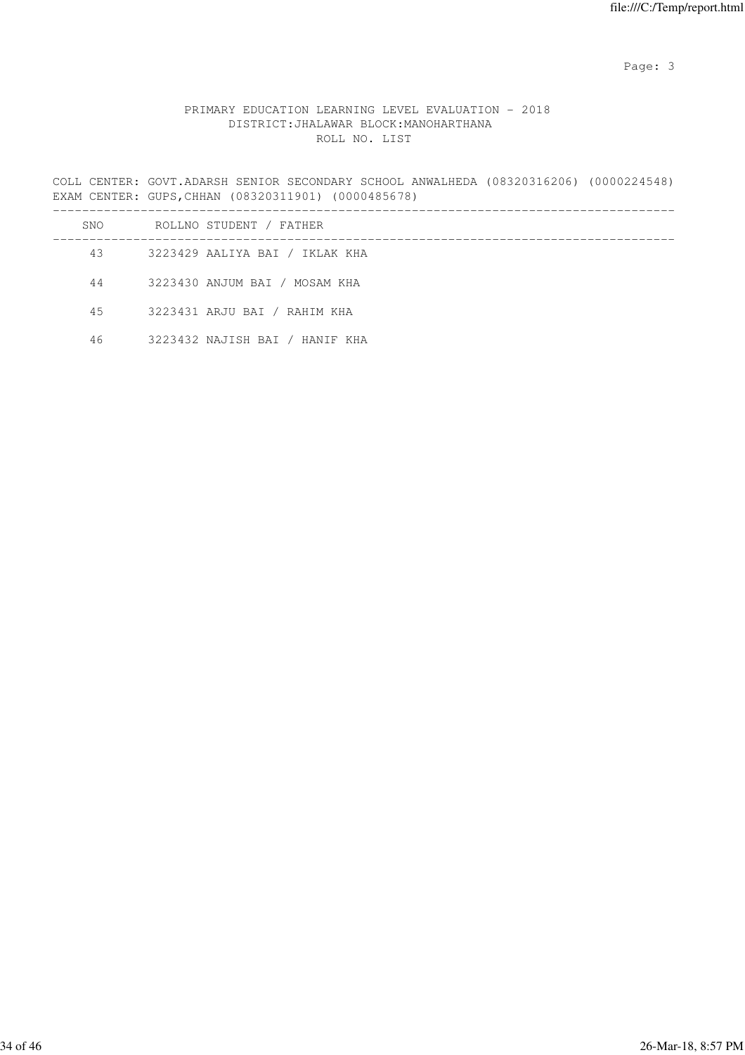PRIMARY EDUCATION LEARNING LEVEL EVALUATION - 2018
DISTRICT:JHALAWAR BLOCK:MANOHARTHANA
ROLL NO. LIST

COLL CENTER: GOVT.ADARSH SENIOR SECONDARY SCHOOL ANWALHEDA (08320316206) (0000224548)
EXAM CENTER: GUPS,CHHAN (08320311901) (0000485678)

| SNO | ROLLNO | STUDENT / FATHER |
|---|---|---|
| 43 | 3223429 | AALIYA BAI / IKLAK KHA |
| 44 | 3223430 | ANJUM BAI / MOSAM KHA |
| 45 | 3223431 | ARJU BAI / RAHIM KHA |
| 46 | 3223432 | NAJISH BAI / HANIF KHA |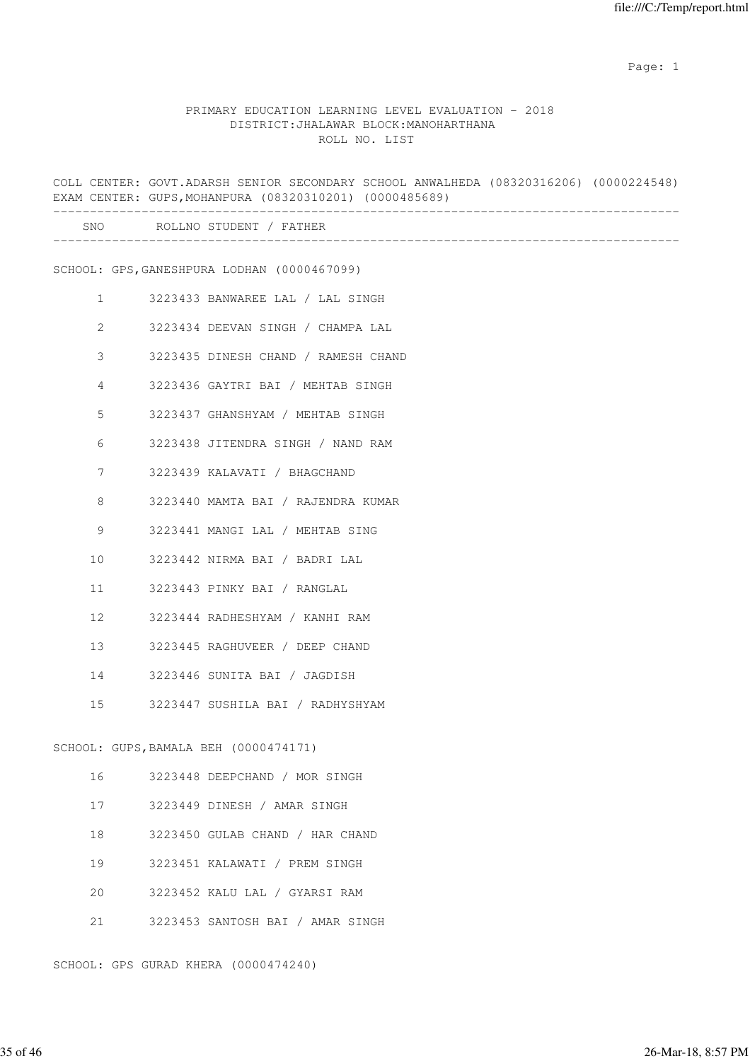PRIMARY EDUCATION LEARNING LEVEL EVALUATION - 2018
DISTRICT:JHALAWAR BLOCK:MANOHARTHANA
ROLL NO. LIST

COLL CENTER: GOVT.ADARSH SENIOR SECONDARY SCHOOL ANWALHEDA (08320316206) (0000224548)
EXAM CENTER: GUPS,MOHANPURA (08320310201) (0000485689)

| SNO | ROLLNO STUDENT / FATHER |
|---|---|

SCHOOL: GPS,GANESHPURA LODHAN (0000467099)

| SNO | ROLLNO | STUDENT / FATHER |
|---|---|---|
| 1 | 3223433 | BANWAREE LAL / LAL SINGH |
| 2 | 3223434 | DEEVAN SINGH / CHAMPA LAL |
| 3 | 3223435 | DINESH CHAND / RAMESH CHAND |
| 4 | 3223436 | GAYTRI BAI / MEHTAB SINGH |
| 5 | 3223437 | GHANSHYAM / MEHTAB SINGH |
| 6 | 3223438 | JITENDRA SINGH / NAND RAM |
| 7 | 3223439 | KALAVATI / BHAGCHAND |
| 8 | 3223440 | MAMTA BAI / RAJENDRA KUMAR |
| 9 | 3223441 | MANGI LAL / MEHTAB SING |
| 10 | 3223442 | NIRMA BAI / BADRI LAL |
| 11 | 3223443 | PINKY BAI / RANGLAL |
| 12 | 3223444 | RADHESHYAM / KANHI RAM |
| 13 | 3223445 | RAGHUVEER / DEEP CHAND |
| 14 | 3223446 | SUNITA BAI / JAGDISH |
| 15 | 3223447 | SUSHILA BAI / RADHYSHYAM |

SCHOOL: GUPS,BAMALA BEH (0000474171)

| SNO | ROLLNO | STUDENT / FATHER |
|---|---|---|
| 16 | 3223448 | DEEPCHAND / MOR SINGH |
| 17 | 3223449 | DINESH / AMAR SINGH |
| 18 | 3223450 | GULAB CHAND / HAR CHAND |
| 19 | 3223451 | KALAWATI / PREM SINGH |
| 20 | 3223452 | KALU LAL / GYARSI RAM |
| 21 | 3223453 | SANTOSH BAI / AMAR SINGH |

SCHOOL: GPS GURAD KHERA (0000474240)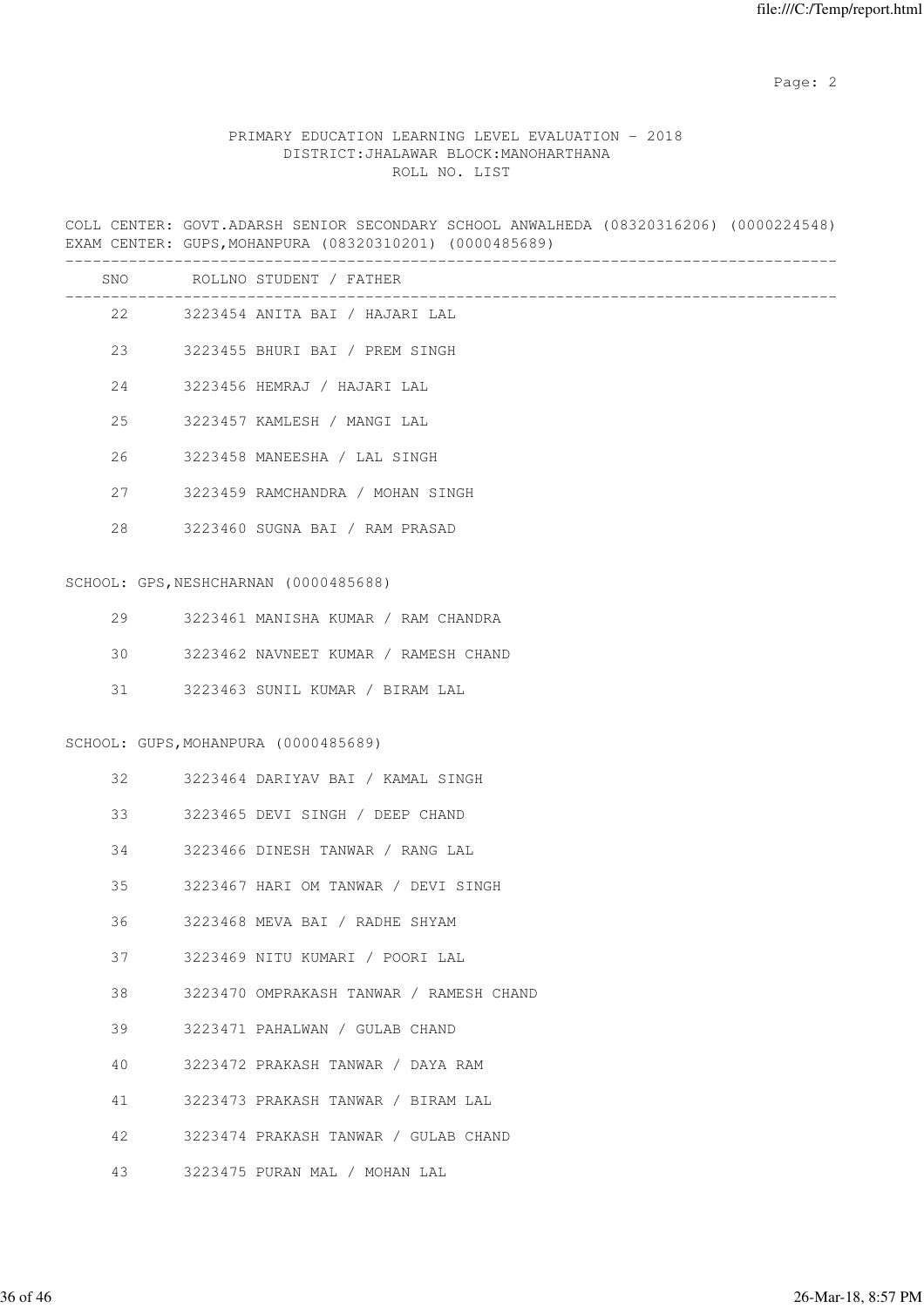PRIMARY EDUCATION LEARNING LEVEL EVALUATION - 2018
DISTRICT:JHALAWAR BLOCK:MANOHARTHANA
ROLL NO. LIST

COLL CENTER: GOVT.ADARSH SENIOR SECONDARY SCHOOL ANWALHEDA (08320316206) (0000224548)
EXAM CENTER: GUPS,MOHANPURA (08320310201) (0000485689)

| SNO | ROLLNO STUDENT / FATHER |
|---|---|
| 22 | 3223454 ANITA BAI / HAJARI LAL |
| 23 | 3223455 BHURI BAI / PREM SINGH |
| 24 | 3223456 HEMRAJ / HAJARI LAL |
| 25 | 3223457 KAMLESH / MANGI LAL |
| 26 | 3223458 MANEESHA / LAL SINGH |
| 27 | 3223459 RAMCHANDRA / MOHAN SINGH |
| 28 | 3223460 SUGNA BAI / RAM PRASAD |

SCHOOL: GPS,NESHCHARNAN (0000485688)

| SNO | ROLLNO STUDENT / FATHER |
|---|---|
| 29 | 3223461 MANISHA KUMAR / RAM CHANDRA |
| 30 | 3223462 NAVNEET KUMAR / RAMESH CHAND |
| 31 | 3223463 SUNIL KUMAR / BIRAM LAL |

SCHOOL: GUPS,MOHANPURA (0000485689)

| SNO | ROLLNO STUDENT / FATHER |
|---|---|
| 32 | 3223464 DARIYAV BAI / KAMAL SINGH |
| 33 | 3223465 DEVI SINGH / DEEP CHAND |
| 34 | 3223466 DINESH TANWAR / RANG LAL |
| 35 | 3223467 HARI OM TANWAR / DEVI SINGH |
| 36 | 3223468 MEVA BAI / RADHE SHYAM |
| 37 | 3223469 NITU KUMARI / POORI LAL |
| 38 | 3223470 OMPRAKASH TANWAR / RAMESH CHAND |
| 39 | 3223471 PAHALWAN / GULAB CHAND |
| 40 | 3223472 PRAKASH TANWAR / DAYA RAM |
| 41 | 3223473 PRAKASH TANWAR / BIRAM LAL |
| 42 | 3223474 PRAKASH TANWAR / GULAB CHAND |
| 43 | 3223475 PURAN MAL / MOHAN LAL |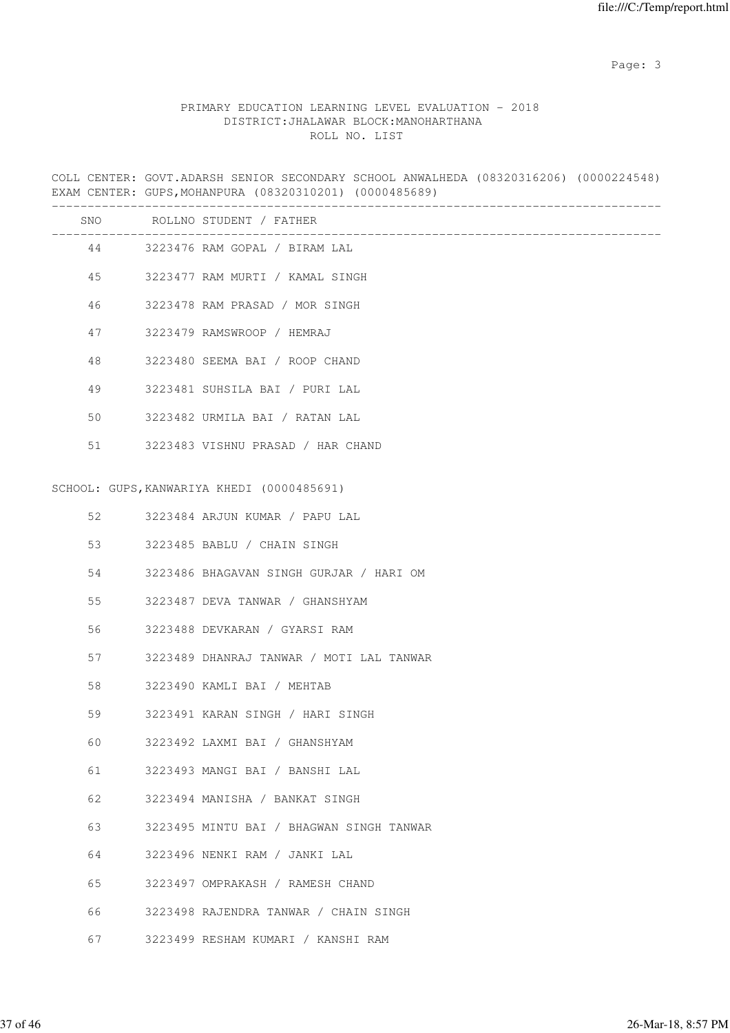PRIMARY EDUCATION LEARNING LEVEL EVALUATION - 2018
DISTRICT:JHALAWAR BLOCK:MANOHARTHANA
ROLL NO. LIST

COLL CENTER: GOVT.ADARSH SENIOR SECONDARY SCHOOL ANWALHEDA (08320316206) (0000224548)
EXAM CENTER: GUPS,MOHANPURA (08320310201) (0000485689)

| SNO | ROLLNO | STUDENT / FATHER |
|---|---|---|
| 44 | 3223476 | RAM GOPAL / BIRAM LAL |
| 45 | 3223477 | RAM MURTI / KAMAL SINGH |
| 46 | 3223478 | RAM PRASAD / MOR SINGH |
| 47 | 3223479 | RAMSWROOP / HEMRAJ |
| 48 | 3223480 | SEEMA BAI / ROOP CHAND |
| 49 | 3223481 | SUHSILA BAI / PURI LAL |
| 50 | 3223482 | URMILA BAI / RATAN LAL |
| 51 | 3223483 | VISHNU PRASAD / HAR CHAND |

SCHOOL: GUPS,KANWARIYA KHEDI (0000485691)

| SNO | ROLLNO | STUDENT / FATHER |
|---|---|---|
| 52 | 3223484 | ARJUN KUMAR / PAPU LAL |
| 53 | 3223485 | BABLU / CHAIN SINGH |
| 54 | 3223486 | BHAGAVAN SINGH GURJAR / HARI OM |
| 55 | 3223487 | DEVA TANWAR / GHANSHYAM |
| 56 | 3223488 | DEVKARAN / GYARSI RAM |
| 57 | 3223489 | DHANRAJ TANWAR / MOTI LAL TANWAR |
| 58 | 3223490 | KAMLI BAI / MEHTAB |
| 59 | 3223491 | KARAN SINGH / HARI SINGH |
| 60 | 3223492 | LAXMI BAI / GHANSHYAM |
| 61 | 3223493 | MANGI BAI / BANSHI LAL |
| 62 | 3223494 | MANISHA / BANKAT SINGH |
| 63 | 3223495 | MINTU BAI / BHAGWAN SINGH TANWAR |
| 64 | 3223496 | NENKI RAM / JANKI LAL |
| 65 | 3223497 | OMPRAKASH / RAMESH CHAND |
| 66 | 3223498 | RAJENDRA TANWAR / CHAIN SINGH |
| 67 | 3223499 | RESHAM KUMARI / KANSHI RAM |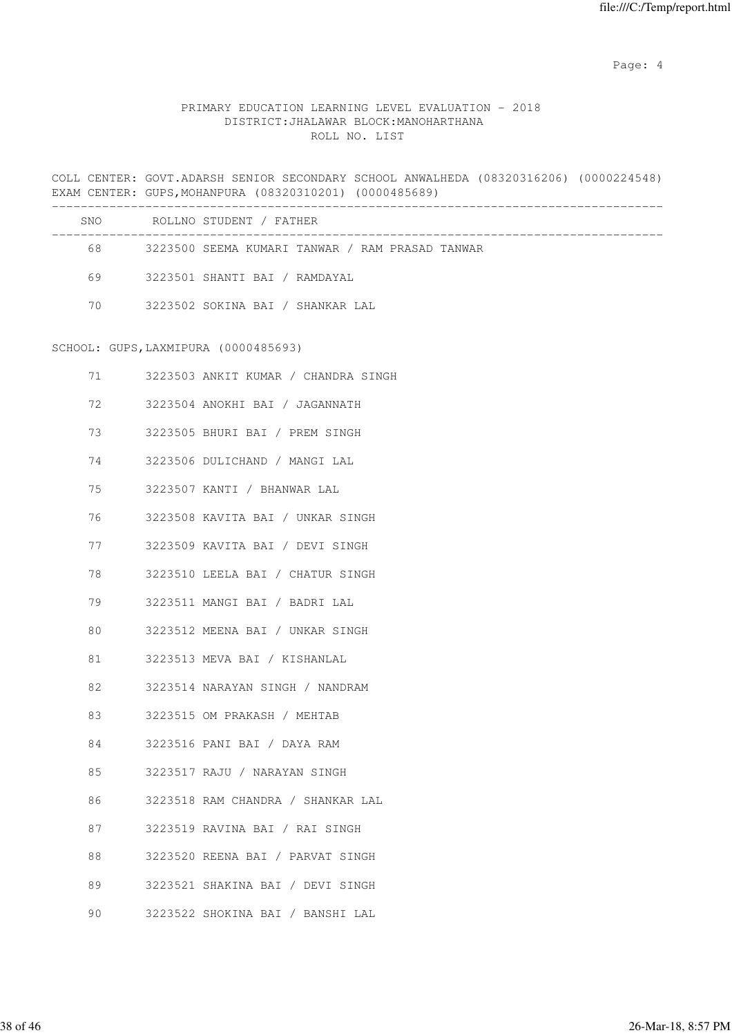PRIMARY EDUCATION LEARNING LEVEL EVALUATION - 2018
DISTRICT:JHALAWAR BLOCK:MANOHARTHANA
ROLL NO. LIST

COLL CENTER: GOVT.ADARSH SENIOR SECONDARY SCHOOL ANWALHEDA (08320316206) (0000224548)
EXAM CENTER: GUPS,MOHANPURA (08320310201) (0000485689)

| SNO | ROLLNO | STUDENT / FATHER |
|---|---|---|
| 68 | 3223500 | SEEMA KUMARI TANWAR / RAM PRASAD TANWAR |
| 69 | 3223501 | SHANTI BAI / RAMDAYAL |
| 70 | 3223502 | SOKINA BAI / SHANKAR LAL |

SCHOOL: GUPS,LAXMIPURA (0000485693)

| SNO | ROLLNO | STUDENT / FATHER |
|---|---|---|
| 71 | 3223503 | ANKIT KUMAR / CHANDRA SINGH |
| 72 | 3223504 | ANOKHI BAI / JAGANNATH |
| 73 | 3223505 | BHURI BAI / PREM SINGH |
| 74 | 3223506 | DULICHAND / MANGI LAL |
| 75 | 3223507 | KANTI / BHANWAR LAL |
| 76 | 3223508 | KAVITA BAI / UNKAR SINGH |
| 77 | 3223509 | KAVITA BAI / DEVI SINGH |
| 78 | 3223510 | LEELA BAI / CHATUR SINGH |
| 79 | 3223511 | MANGI BAI / BADRI LAL |
| 80 | 3223512 | MEENA BAI / UNKAR SINGH |
| 81 | 3223513 | MEVA BAI / KISHANLAL |
| 82 | 3223514 | NARAYAN SINGH / NANDRAM |
| 83 | 3223515 | OM PRAKASH / MEHTAB |
| 84 | 3223516 | PANI BAI / DAYA RAM |
| 85 | 3223517 | RAJU / NARAYAN SINGH |
| 86 | 3223518 | RAM CHANDRA / SHANKAR LAL |
| 87 | 3223519 | RAVINA BAI / RAI SINGH |
| 88 | 3223520 | REENA BAI / PARVAT SINGH |
| 89 | 3223521 | SHAKINA BAI / DEVI SINGH |
| 90 | 3223522 | SHOKINA BAI / BANSHI LAL |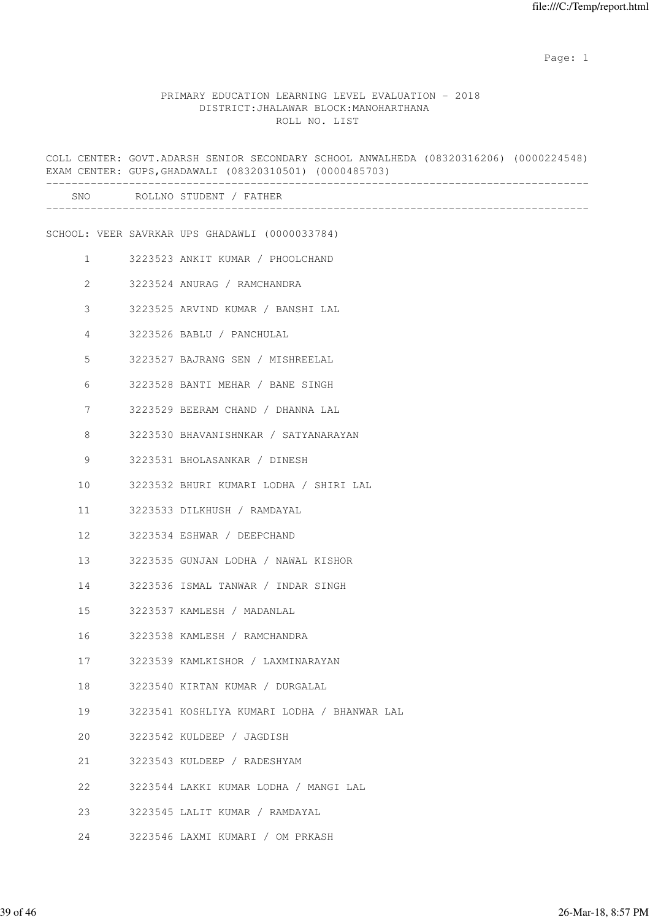PRIMARY EDUCATION LEARNING LEVEL EVALUATION - 2018
DISTRICT:JHALAWAR BLOCK:MANOHARTHANA
ROLL NO. LIST

COLL CENTER: GOVT.ADARSH SENIOR SECONDARY SCHOOL ANWALHEDA (08320316206) (0000224548)
EXAM CENTER: GUPS,GHADAWALI (08320310501) (0000485703)

SCHOOL: VEER SAVRKAR UPS GHADAWLI (0000033784)

| SNO | ROLLNO | STUDENT / FATHER |
|---|---|---|
| 1 | 3223523 | ANKIT KUMAR / PHOOLCHAND |
| 2 | 3223524 | ANURAG / RAMCHANDRA |
| 3 | 3223525 | ARVIND KUMAR / BANSHI LAL |
| 4 | 3223526 | BABLU / PANCHULAL |
| 5 | 3223527 | BAJRANG SEN / MISHREELAL |
| 6 | 3223528 | BANTI MEHAR / BANE SINGH |
| 7 | 3223529 | BEERAM CHAND / DHANNA LAL |
| 8 | 3223530 | BHAVANISHNKAR / SATYANARAYAN |
| 9 | 3223531 | BHOLASANKAR / DINESH |
| 10 | 3223532 | BHURI KUMARI LODHA / SHIRI LAL |
| 11 | 3223533 | DILKHUSH / RAMDAYAL |
| 12 | 3223534 | ESHWAR / DEEPCHAND |
| 13 | 3223535 | GUNJAN LODHA / NAWAL KISHOR |
| 14 | 3223536 | ISMAL TANWAR / INDAR SINGH |
| 15 | 3223537 | KAMLESH / MADANLAL |
| 16 | 3223538 | KAMLESH / RAMCHANDRA |
| 17 | 3223539 | KAMLKISHOR / LAXMINARAYAN |
| 18 | 3223540 | KIRTAN KUMAR / DURGALAL |
| 19 | 3223541 | KOSHLIYA KUMARI LODHA / BHANWAR LAL |
| 20 | 3223542 | KULDEEP / JAGDISH |
| 21 | 3223543 | KULDEEP / RADESHYAM |
| 22 | 3223544 | LAKKI KUMAR LODHA / MANGI LAL |
| 23 | 3223545 | LALIT KUMAR / RAMDAYAL |
| 24 | 3223546 | LAXMI KUMARI / OM PRKASH |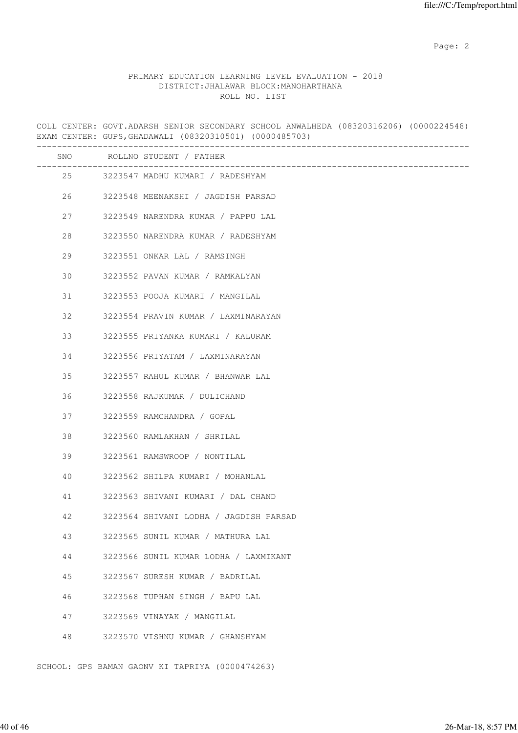PRIMARY EDUCATION LEARNING LEVEL EVALUATION - 2018
DISTRICT:JHALAWAR BLOCK:MANOHARTHANA
ROLL NO. LIST

COLL CENTER: GOVT.ADARSH SENIOR SECONDARY SCHOOL ANWALHEDA (08320316206) (0000224548)
EXAM CENTER: GUPS,GHADAWALI (08320310501) (0000485703)

| SNO | ROLLNO | STUDENT / FATHER |
|---|---|---|
| 25 | 3223547 | MADHU KUMARI / RADESHYAM |
| 26 | 3223548 | MEENAKSHI / JAGDISH PARSAD |
| 27 | 3223549 | NARENDRA KUMAR / PAPPU LAL |
| 28 | 3223550 | NARENDRA KUMAR / RADESHYAM |
| 29 | 3223551 | ONKAR LAL / RAMSINGH |
| 30 | 3223552 | PAVAN KUMAR / RAMKALYAN |
| 31 | 3223553 | POOJA KUMARI / MANGILAL |
| 32 | 3223554 | PRAVIN KUMAR / LAXMINARAYAN |
| 33 | 3223555 | PRIYANKA KUMARI / KALURAM |
| 34 | 3223556 | PRIYATAM / LAXMINARAYAN |
| 35 | 3223557 | RAHUL KUMAR / BHANWAR LAL |
| 36 | 3223558 | RAJKUMAR / DULICHAND |
| 37 | 3223559 | RAMCHANDRA / GOPAL |
| 38 | 3223560 | RAMLAKHAN / SHRILAL |
| 39 | 3223561 | RAMSWROOP / NONTILAL |
| 40 | 3223562 | SHILPA KUMARI / MOHANLAL |
| 41 | 3223563 | SHIVANI KUMARI / DAL CHAND |
| 42 | 3223564 | SHIVANI LODHA / JAGDISH PARSAD |
| 43 | 3223565 | SUNIL KUMAR / MATHURA LAL |
| 44 | 3223566 | SUNIL KUMAR LODHA / LAXMIKANT |
| 45 | 3223567 | SURESH KUMAR / BADRILAL |
| 46 | 3223568 | TUPHAN SINGH / BAPU LAL |
| 47 | 3223569 | VINAYAK / MANGILAL |
| 48 | 3223570 | VISHNU KUMAR / GHANSHYAM |

SCHOOL: GPS BAMAN GAONV KI TAPRIYA (0000474263)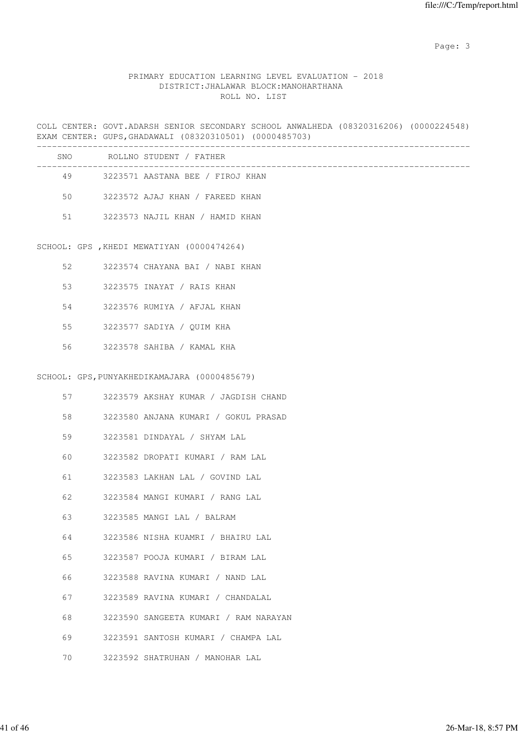PRIMARY EDUCATION LEARNING LEVEL EVALUATION - 2018
DISTRICT:JHALAWAR BLOCK:MANOHARTHANA
ROLL NO. LIST

COLL CENTER: GOVT.ADARSH SENIOR SECONDARY SCHOOL ANWALHEDA (08320316206) (0000224548)
EXAM CENTER: GUPS,GHADAWALI (08320310501) (0000485703)

| SNO | ROLLNO STUDENT / FATHER |
|---|---|
| 49 | 3223571 AASTANA BEE / FIROJ KHAN |
| 50 | 3223572 AJAJ KHAN / FAREED KHAN |
| 51 | 3223573 NAJIL KHAN / HAMID KHAN |

SCHOOL: GPS ,KHEDI MEWATIYAN (0000474264)

| SNO | ROLLNO STUDENT / FATHER |
|---|---|
| 52 | 3223574 CHAYANA BAI / NABI KHAN |
| 53 | 3223575 INAYAT / RAIS KHAN |
| 54 | 3223576 RUMIYA / AFJAL KHAN |
| 55 | 3223577 SADIYA / QUIM KHA |
| 56 | 3223578 SAHIBA / KAMAL KHA |

SCHOOL: GPS,PUNYAKHEDIKAMAJARA (0000485679)

| SNO | ROLLNO STUDENT / FATHER |
|---|---|
| 57 | 3223579 AKSHAY KUMAR / JAGDISH CHAND |
| 58 | 3223580 ANJANA KUMARI / GOKUL PRASAD |
| 59 | 3223581 DINDAYAL / SHYAM LAL |
| 60 | 3223582 DROPATI KUMARI / RAM LAL |
| 61 | 3223583 LAKHAN LAL / GOVIND LAL |
| 62 | 3223584 MANGI KUMARI / RANG LAL |
| 63 | 3223585 MANGI LAL / BALRAM |
| 64 | 3223586 NISHA KUAMRI / BHAIRU LAL |
| 65 | 3223587 POOJA KUMARI / BIRAM LAL |
| 66 | 3223588 RAVINA KUMARI / NAND LAL |
| 67 | 3223589 RAVINA KUMARI / CHANDALAL |
| 68 | 3223590 SANGEETA KUMARI / RAM NARAYAN |
| 69 | 3223591 SANTOSH KUMARI / CHAMPA LAL |
| 70 | 3223592 SHATRUHAN / MANOHAR LAL |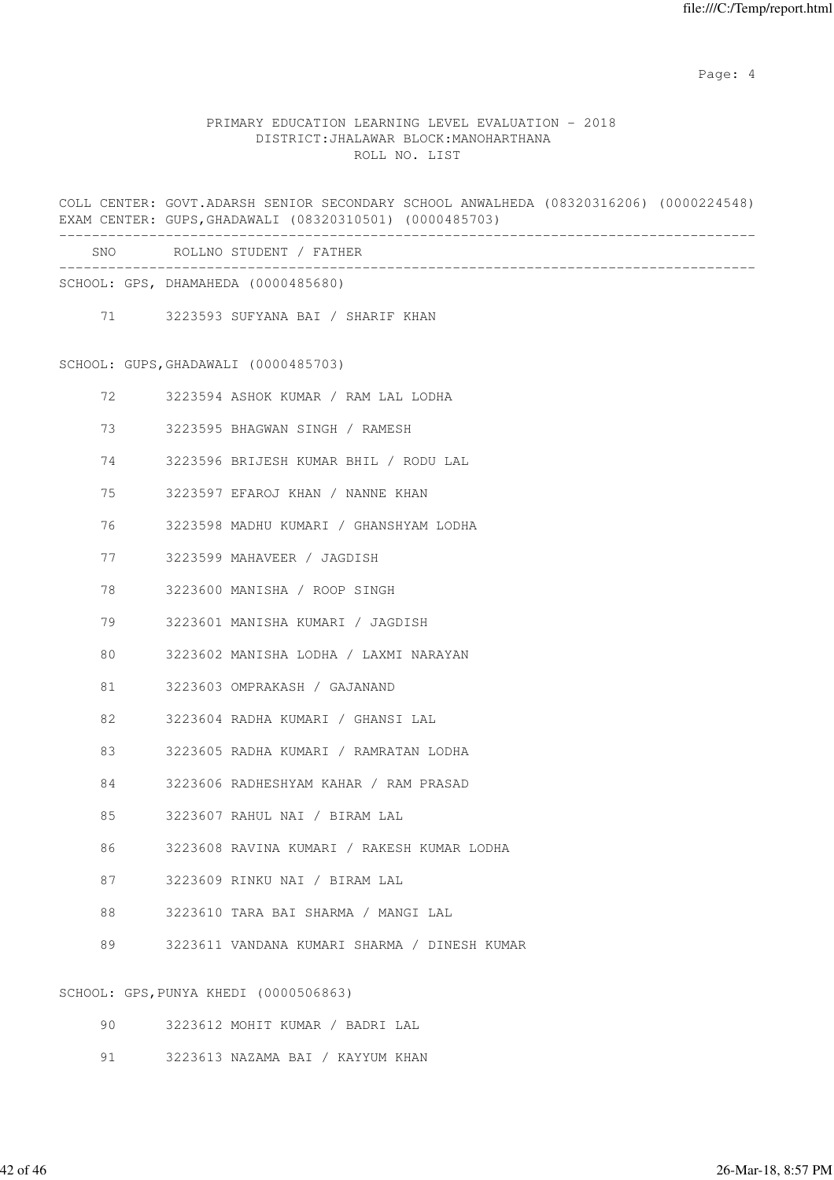PRIMARY EDUCATION LEARNING LEVEL EVALUATION - 2018
DISTRICT:JHALAWAR BLOCK:MANOHARTHANA
ROLL NO. LIST

COLL CENTER: GOVT.ADARSH SENIOR SECONDARY SCHOOL ANWALHEDA (08320316206) (0000224548)
EXAM CENTER: GUPS,GHADAWALI (08320310501) (0000485703)

| SNO | ROLLNO | STUDENT / FATHER |
|---|---|---|
| **SCHOOL: GPS, DHAMAHEDA (0000485680)** | | |
| 71 | 3223593 | SUFYANA BAI / SHARIF KHAN |
| **SCHOOL: GUPS,GHADAWALI (0000485703)** | | |
| 72 | 3223594 | ASHOK KUMAR / RAM LAL LODHA |
| 73 | 3223595 | BHAGWAN SINGH / RAMESH |
| 74 | 3223596 | BRIJESH KUMAR BHIL / RODU LAL |
| 75 | 3223597 | EFAROJ KHAN / NANNE KHAN |
| 76 | 3223598 | MADHU KUMARI / GHANSHYAM LODHA |
| 77 | 3223599 | MAHAVEER / JAGDISH |
| 78 | 3223600 | MANISHA / ROOP SINGH |
| 79 | 3223601 | MANISHA KUMARI / JAGDISH |
| 80 | 3223602 | MANISHA LODHA / LAXMI NARAYAN |
| 81 | 3223603 | OMPRAKASH / GAJANAND |
| 82 | 3223604 | RADHA KUMARI / GHANSI LAL |
| 83 | 3223605 | RADHA KUMARI / RAMRATAN LODHA |
| 84 | 3223606 | RADHESHYAM KAHAR / RAM PRASAD |
| 85 | 3223607 | RAHUL NAI / BIRAM LAL |
| 86 | 3223608 | RAVINA KUMARI / RAKESH KUMAR LODHA |
| 87 | 3223609 | RINKU NAI / BIRAM LAL |
| 88 | 3223610 | TARA BAI SHARMA / MANGI LAL |
| 89 | 3223611 | VANDANA KUMARI SHARMA / DINESH KUMAR |
| **SCHOOL: GPS,PUNYA KHEDI (0000506863)** | | |
| 90 | 3223612 | MOHIT KUMAR / BADRI LAL |
| 91 | 3223613 | NAZAMA BAI / KAYYUM KHAN |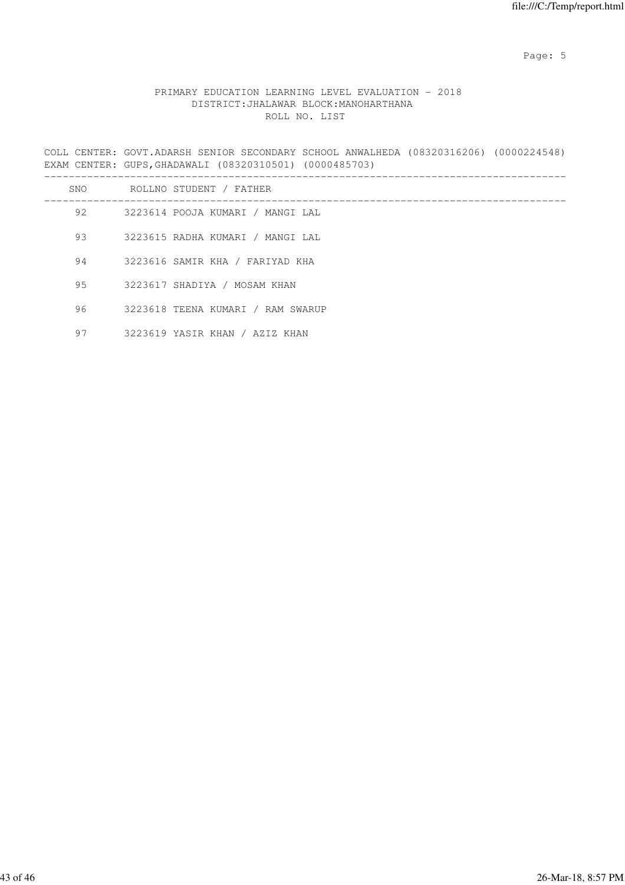PRIMARY EDUCATION LEARNING LEVEL EVALUATION - 2018
DISTRICT:JHALAWAR BLOCK:MANOHARTHANA
ROLL NO. LIST

COLL CENTER: GOVT.ADARSH SENIOR SECONDARY SCHOOL ANWALHEDA (08320316206) (0000224548)
EXAM CENTER: GUPS,GHADAWALI (08320310501) (0000485703)

| SNO | ROLLNO | STUDENT / FATHER |
|---|---|---|
| 92 | 3223614 | POOJA KUMARI / MANGI LAL |
| 93 | 3223615 | RADHA KUMARI / MANGI LAL |
| 94 | 3223616 | SAMIR KHA / FARIYAD KHA |
| 95 | 3223617 | SHADIYA / MOSAM KHAN |
| 96 | 3223618 | TEENA KUMARI / RAM SWARUP |
| 97 | 3223619 | YASIR KHAN / AZIZ KHAN |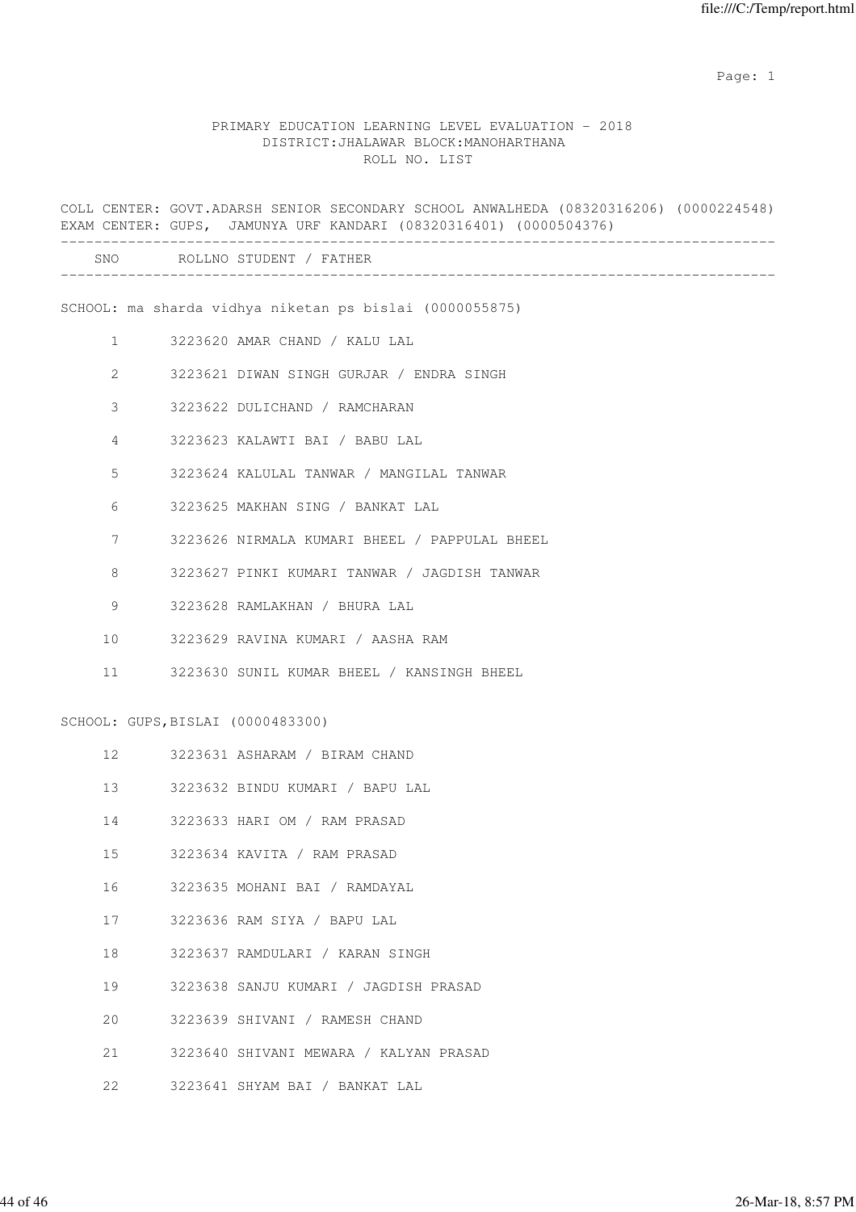PRIMARY EDUCATION LEARNING LEVEL EVALUATION - 2018
DISTRICT:JHALAWAR BLOCK:MANOHARTHANA
ROLL NO. LIST

COLL CENTER: GOVT.ADARSH SENIOR SECONDARY SCHOOL ANWALHEDA (08320316206) (0000224548)
EXAM CENTER: GUPS, JAMUNYA URF KANDARI (08320316401) (0000504376)

| SNO | ROLLNO | STUDENT / FATHER |
|---|---|---|
| SCHOOL: ma sharda vidhya niketan ps bislai (0000055875) | | |
| 1 | 3223620 | AMAR CHAND / KALU LAL |
| 2 | 3223621 | DIWAN SINGH GURJAR / ENDRA SINGH |
| 3 | 3223622 | DULICHAND / RAMCHARAN |
| 4 | 3223623 | KALAWTI BAI / BABU LAL |
| 5 | 3223624 | KALULAL TANWAR / MANGILAL TANWAR |
| 6 | 3223625 | MAKHAN SING / BANKAT LAL |
| 7 | 3223626 | NIRMALA KUMARI BHEEL / PAPPULAL BHEEL |
| 8 | 3223627 | PINKI KUMARI TANWAR / JAGDISH TANWAR |
| 9 | 3223628 | RAMLAKHAN / BHURA LAL |
| 10 | 3223629 | RAVINA KUMARI / AASHA RAM |
| 11 | 3223630 | SUNIL KUMAR BHEEL / KANSINGH BHEEL |
| SCHOOL: GUPS,BISLAI (0000483300) | | |
| 12 | 3223631 | ASHARAM / BIRAM CHAND |
| 13 | 3223632 | BINDU KUMARI / BAPU LAL |
| 14 | 3223633 | HARI OM / RAM PRASAD |
| 15 | 3223634 | KAVITA / RAM PRASAD |
| 16 | 3223635 | MOHANI BAI / RAMDAYAL |
| 17 | 3223636 | RAM SIYA / BAPU LAL |
| 18 | 3223637 | RAMDULARI / KARAN SINGH |
| 19 | 3223638 | SANJU KUMARI / JAGDISH PRASAD |
| 20 | 3223639 | SHIVANI / RAMESH CHAND |
| 21 | 3223640 | SHIVANI MEWARA / KALYAN PRASAD |
| 22 | 3223641 | SHYAM BAI / BANKAT LAL |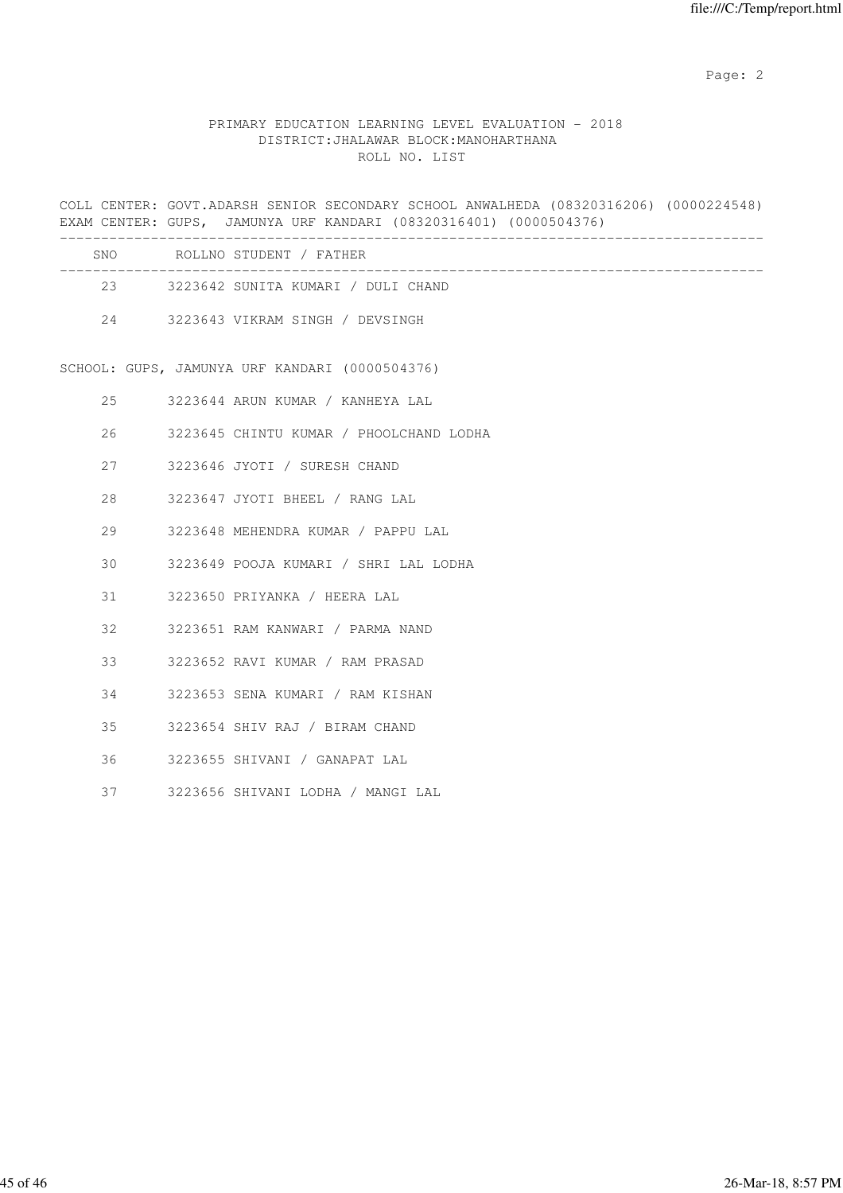PRIMARY EDUCATION LEARNING LEVEL EVALUATION - 2018
DISTRICT:JHALAWAR BLOCK:MANOHARTHANA
ROLL NO. LIST

COLL CENTER: GOVT.ADARSH SENIOR SECONDARY SCHOOL ANWALHEDA (08320316206) (0000224548)
EXAM CENTER: GUPS, JAMUNYA URF KANDARI (08320316401) (0000504376)

| SNO | ROLLNO | STUDENT / FATHER |
|---|---|---|
| 23 | 3223642 | SUNITA KUMARI / DULI CHAND |
| 24 | 3223643 | VIKRAM SINGH / DEVSINGH |

SCHOOL: GUPS, JAMUNYA URF KANDARI (0000504376)

| SNO | ROLLNO | STUDENT / FATHER |
|---|---|---|
| 25 | 3223644 | ARUN KUMAR / KANHEYA LAL |
| 26 | 3223645 | CHINTU KUMAR / PHOOLCHAND LODHA |
| 27 | 3223646 | JYOTI / SURESH CHAND |
| 28 | 3223647 | JYOTI BHEEL / RANG LAL |
| 29 | 3223648 | MEHENDRA KUMAR / PAPPU LAL |
| 30 | 3223649 | POOJA KUMARI / SHRI LAL LODHA |
| 31 | 3223650 | PRIYANKA / HEERA LAL |
| 32 | 3223651 | RAM KANWARI / PARMA NAND |
| 33 | 3223652 | RAVI KUMAR / RAM PRASAD |
| 34 | 3223653 | SENA KUMARI / RAM KISHAN |
| 35 | 3223654 | SHIV RAJ / BIRAM CHAND |
| 36 | 3223655 | SHIVANI / GANAPAT LAL |
| 37 | 3223656 | SHIVANI LODHA / MANGI LAL |